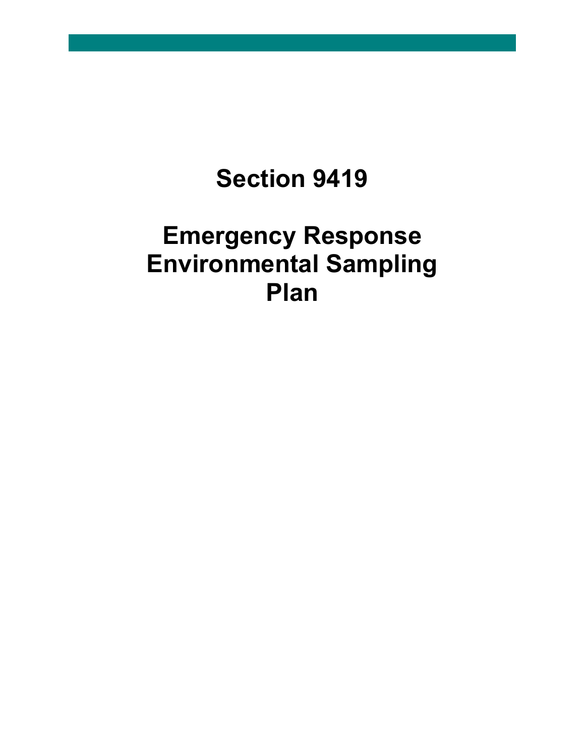# Section 9419

# Emergency Response Environmental Sampling Plan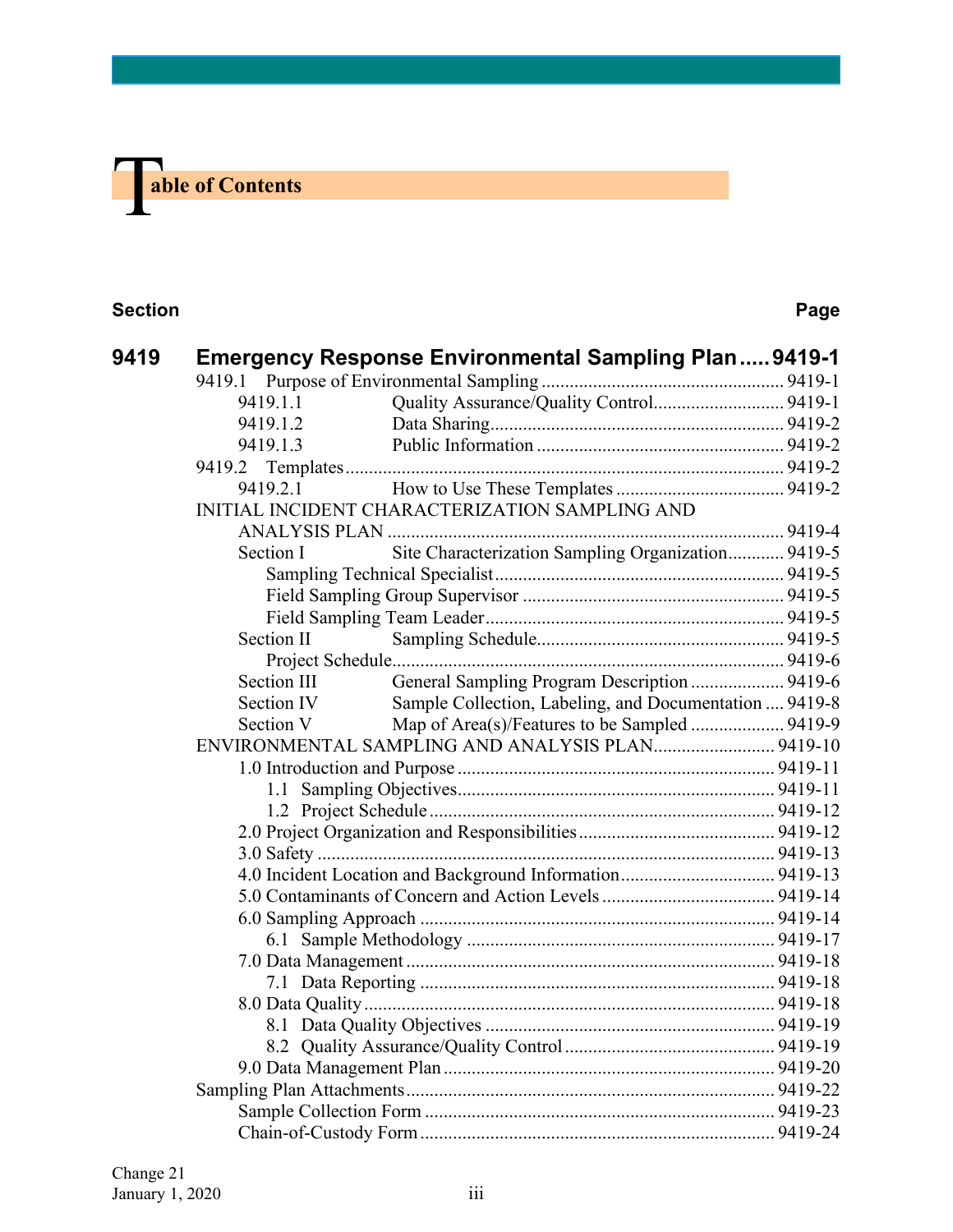# Table of Contents

| Section | | Page |
|---|---|---|
| **9419** | **Emergency Response Environmental Sampling Plan** | **9419-1** |
| | 9419.1 Purpose of Environmental Sampling | 9419-1 |
| | 9419.1.1 Quality Assurance/Quality Control | 9419-1 |
| | 9419.1.2 Data Sharing | 9419-2 |
| | 9419.1.3 Public Information | 9419-2 |
| | 9419.2 Templates | 9419-2 |
| | 9419.2.1 How to Use These Templates | 9419-2 |
| | INITIAL INCIDENT CHARACTERIZATION SAMPLING AND ANALYSIS PLAN | 9419-4 |
| | Section I Site Characterization Sampling Organization | 9419-5 |
| | Sampling Technical Specialist | 9419-5 |
| | Field Sampling Group Supervisor | 9419-5 |
| | Field Sampling Team Leader | 9419-5 |
| | Section II Sampling Schedule | 9419-5 |
| | Project Schedule | 9419-6 |
| | Section III General Sampling Program Description | 9419-6 |
| | Section IV Sample Collection, Labeling, and Documentation | 9419-8 |
| | Section V Map of Area(s)/Features to be Sampled | 9419-9 |
| | ENVIRONMENTAL SAMPLING AND ANALYSIS PLAN | 9419-10 |
| | 1.0 Introduction and Purpose | 9419-11 |
| | 1.1 Sampling Objectives | 9419-11 |
| | 1.2 Project Schedule | 9419-12 |
| | 2.0 Project Organization and Responsibilities | 9419-12 |
| | 3.0 Safety | 9419-13 |
| | 4.0 Incident Location and Background Information | 9419-13 |
| | 5.0 Contaminants of Concern and Action Levels | 9419-14 |
| | 6.0 Sampling Approach | 9419-14 |
| | 6.1 Sample Methodology | 9419-17 |
| | 7.0 Data Management | 9419-18 |
| | 7.1 Data Reporting | 9419-18 |
| | 8.0 Data Quality | 9419-18 |
| | 8.1 Data Quality Objectives | 9419-19 |
| | 8.2 Quality Assurance/Quality Control | 9419-19 |
| | 9.0 Data Management Plan | 9419-20 |
| | Sampling Plan Attachments | 9419-22 |
| | Sample Collection Form | 9419-23 |
| | Chain-of-Custody Form | 9419-24 |

Change 21
January 1, 2020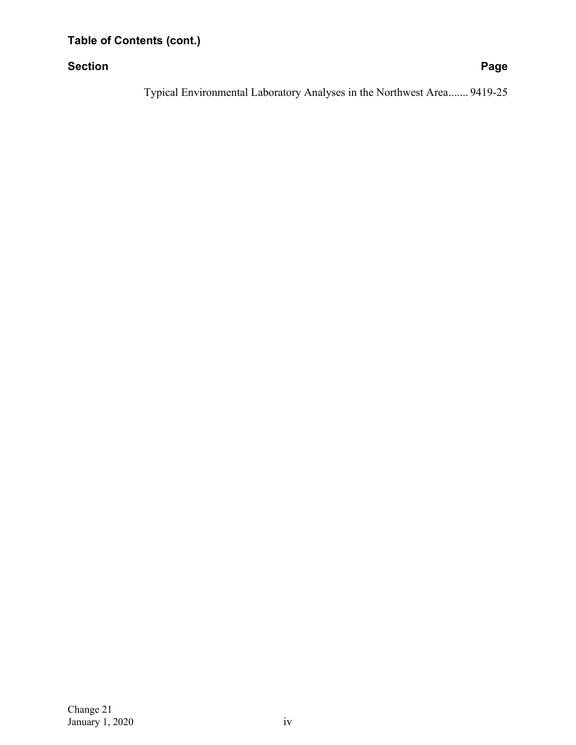**Table of Contents (cont.)**

**Section** **Page**

Typical Environmental Laboratory Analyses in the Northwest Area....... 9419-25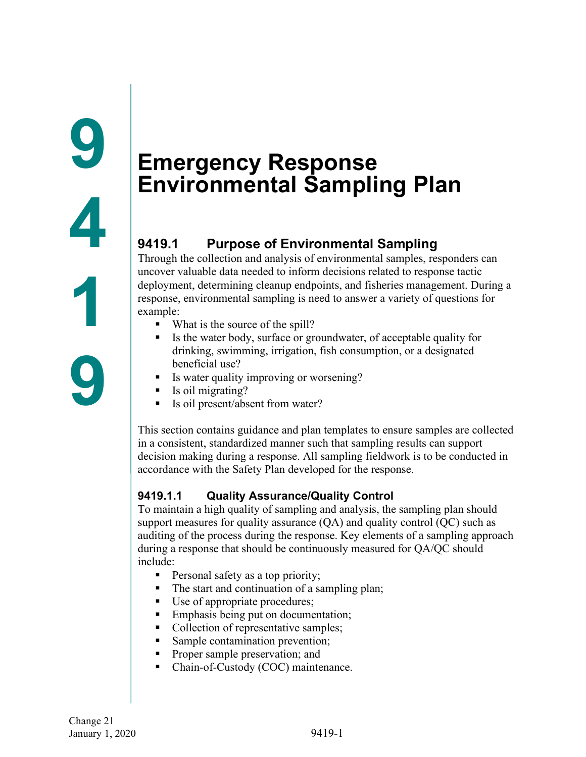# Emergency Response Environmental Sampling Plan

## 9419.1 Purpose of Environmental Sampling

Through the collection and analysis of environmental samples, responders can uncover valuable data needed to inform decisions related to response tactic deployment, determining cleanup endpoints, and fisheries management. During a response, environmental sampling is need to answer a variety of questions for example:

- What is the source of the spill?
- Is the water body, surface or groundwater, of acceptable quality for drinking, swimming, irrigation, fish consumption, or a designated beneficial use?
- Is water quality improving or worsening?
- Is oil migrating?
- Is oil present/absent from water?

This section contains guidance and plan templates to ensure samples are collected in a consistent, standardized manner such that sampling results can support decision making during a response. All sampling fieldwork is to be conducted in accordance with the Safety Plan developed for the response.

### 9419.1.1 Quality Assurance/Quality Control

To maintain a high quality of sampling and analysis, the sampling plan should support measures for quality assurance (QA) and quality control (QC) such as auditing of the process during the response. Key elements of a sampling approach during a response that should be continuously measured for QA/QC should include:

- Personal safety as a top priority;
- The start and continuation of a sampling plan;
- Use of appropriate procedures;
- Emphasis being put on documentation;
- Collection of representative samples;
- Sample contamination prevention;
- Proper sample preservation; and
- Chain-of-Custody (COC) maintenance.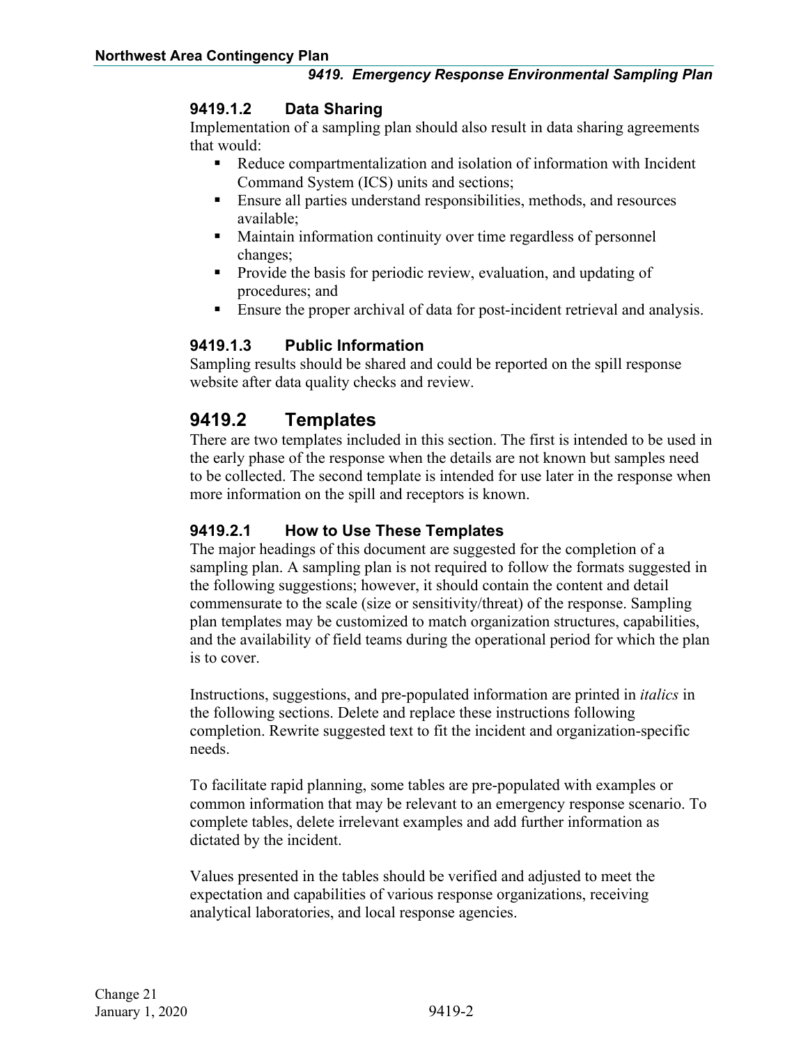### 9419.1.2 Data Sharing

Implementation of a sampling plan should also result in data sharing agreements that would:

- Reduce compartmentalization and isolation of information with Incident Command System (ICS) units and sections;
- Ensure all parties understand responsibilities, methods, and resources available;
- Maintain information continuity over time regardless of personnel changes;
- Provide the basis for periodic review, evaluation, and updating of procedures; and
- Ensure the proper archival of data for post-incident retrieval and analysis.

### 9419.1.3 Public Information

Sampling results should be shared and could be reported on the spill response website after data quality checks and review.

## 9419.2 Templates

There are two templates included in this section. The first is intended to be used in the early phase of the response when the details are not known but samples need to be collected. The second template is intended for use later in the response when more information on the spill and receptors is known.

### 9419.2.1 How to Use These Templates

The major headings of this document are suggested for the completion of a sampling plan. A sampling plan is not required to follow the formats suggested in the following suggestions; however, it should contain the content and detail commensurate to the scale (size or sensitivity/threat) of the response. Sampling plan templates may be customized to match organization structures, capabilities, and the availability of field teams during the operational period for which the plan is to cover.

Instructions, suggestions, and pre-populated information are printed in *italics* in the following sections. Delete and replace these instructions following completion. Rewrite suggested text to fit the incident and organization-specific needs.

To facilitate rapid planning, some tables are pre-populated with examples or common information that may be relevant to an emergency response scenario. To complete tables, delete irrelevant examples and add further information as dictated by the incident.

Values presented in the tables should be verified and adjusted to meet the expectation and capabilities of various response organizations, receiving analytical laboratories, and local response agencies.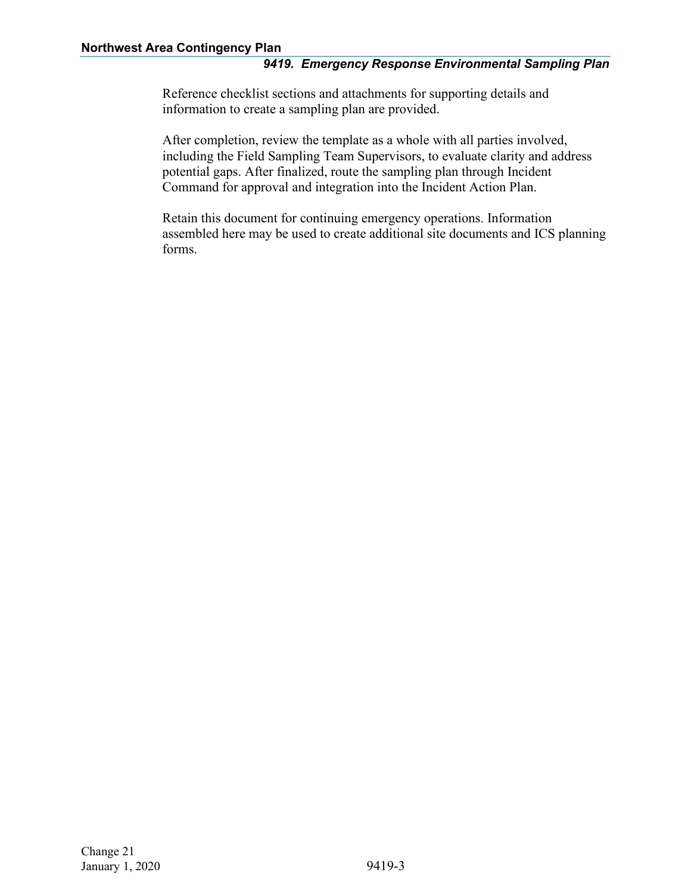Reference checklist sections and attachments for supporting details and information to create a sampling plan are provided.

After completion, review the template as a whole with all parties involved, including the Field Sampling Team Supervisors, to evaluate clarity and address potential gaps. After finalized, route the sampling plan through Incident Command for approval and integration into the Incident Action Plan.

Retain this document for continuing emergency operations. Information assembled here may be used to create additional site documents and ICS planning forms.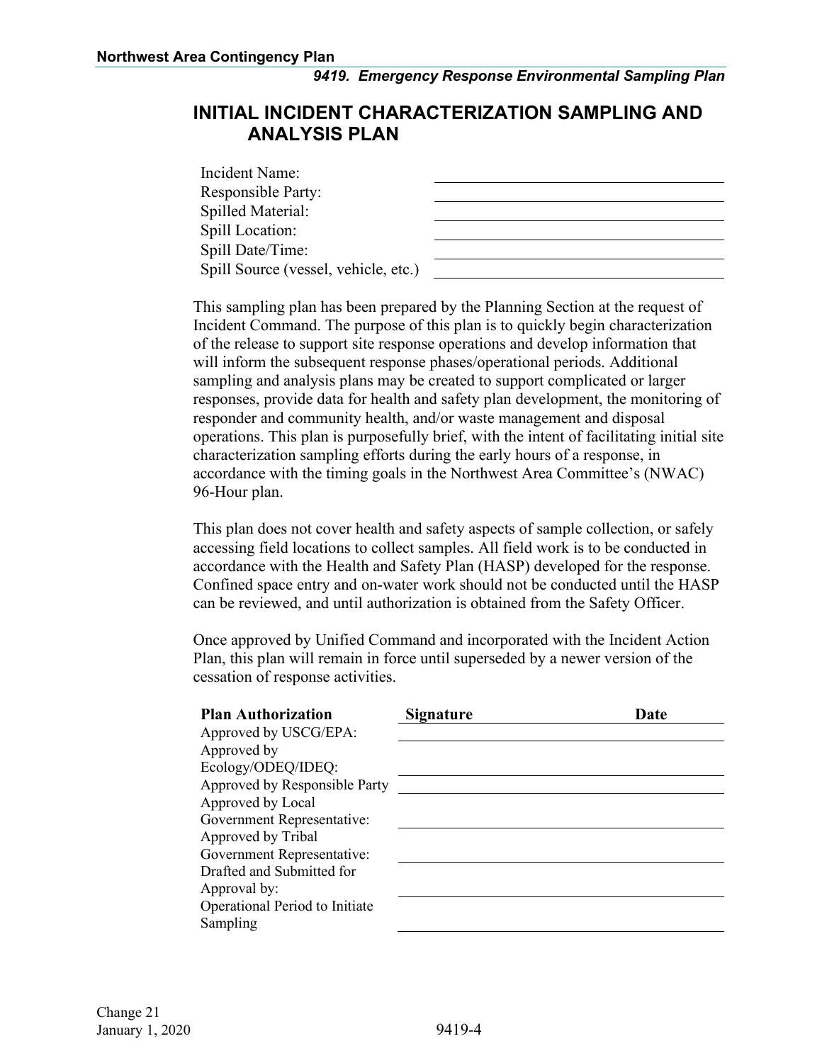# INITIAL INCIDENT CHARACTERIZATION SAMPLING AND ANALYSIS PLAN

| | |
|---|---|
| Incident Name: | |
| Responsible Party: | |
| Spilled Material: | |
| Spill Location: | |
| Spill Date/Time: | |
| Spill Source (vessel, vehicle, etc.) | |

This sampling plan has been prepared by the Planning Section at the request of Incident Command. The purpose of this plan is to quickly begin characterization of the release to support site response operations and develop information that will inform the subsequent response phases/operational periods. Additional sampling and analysis plans may be created to support complicated or larger responses, provide data for health and safety plan development, the monitoring of responder and community health, and/or waste management and disposal operations. This plan is purposefully brief, with the intent of facilitating initial site characterization sampling efforts during the early hours of a response, in accordance with the timing goals in the Northwest Area Committee's (NWAC) 96-Hour plan.

This plan does not cover health and safety aspects of sample collection, or safely accessing field locations to collect samples. All field work is to be conducted in accordance with the Health and Safety Plan (HASP) developed for the response. Confined space entry and on-water work should not be conducted until the HASP can be reviewed, and until authorization is obtained from the Safety Officer.

Once approved by Unified Command and incorporated with the Incident Action Plan, this plan will remain in force until superseded by a newer version of the cessation of response activities.

| Plan Authorization | Signature | Date |
|---|---|---|
| Approved by USCG/EPA: | | |
| Approved by Ecology/ODEQ/IDEQ: | | |
| Approved by Responsible Party | | |
| Approved by Local Government Representative: | | |
| Approved by Tribal Government Representative: | | |
| Drafted and Submitted for Approval by: | | |
| Operational Period to Initiate Sampling | | |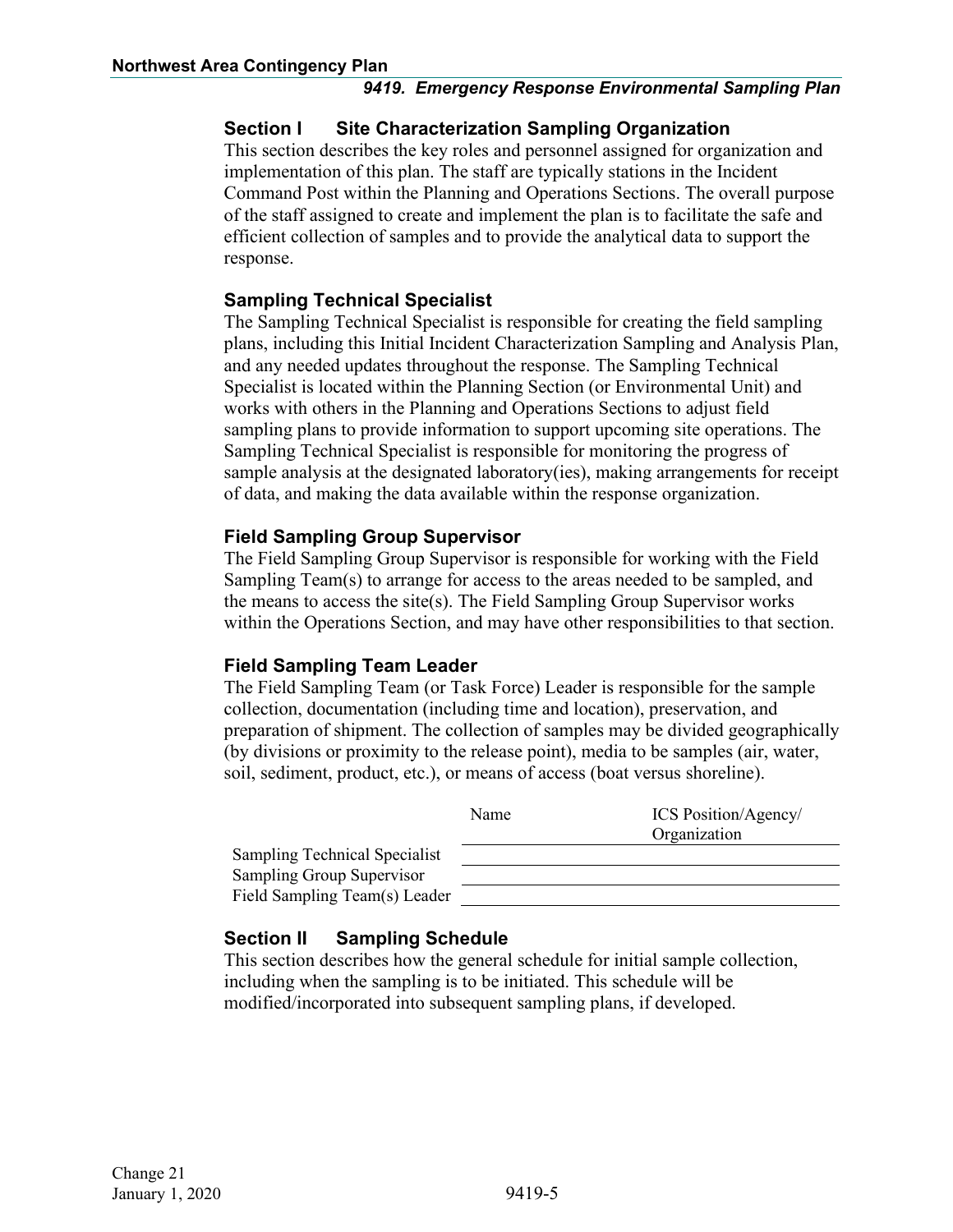## Section I Site Characterization Sampling Organization

This section describes the key roles and personnel assigned for organization and implementation of this plan. The staff are typically stations in the Incident Command Post within the Planning and Operations Sections. The overall purpose of the staff assigned to create and implement the plan is to facilitate the safe and efficient collection of samples and to provide the analytical data to support the response.

### Sampling Technical Specialist

The Sampling Technical Specialist is responsible for creating the field sampling plans, including this Initial Incident Characterization Sampling and Analysis Plan, and any needed updates throughout the response. The Sampling Technical Specialist is located within the Planning Section (or Environmental Unit) and works with others in the Planning and Operations Sections to adjust field sampling plans to provide information to support upcoming site operations. The Sampling Technical Specialist is responsible for monitoring the progress of sample analysis at the designated laboratory(ies), making arrangements for receipt of data, and making the data available within the response organization.

### Field Sampling Group Supervisor

The Field Sampling Group Supervisor is responsible for working with the Field Sampling Team(s) to arrange for access to the areas needed to be sampled, and the means to access the site(s). The Field Sampling Group Supervisor works within the Operations Section, and may have other responsibilities to that section.

### Field Sampling Team Leader

The Field Sampling Team (or Task Force) Leader is responsible for the sample collection, documentation (including time and location), preservation, and preparation of shipment. The collection of samples may be divided geographically (by divisions or proximity to the release point), media to be samples (air, water, soil, sediment, product, etc.), or means of access (boat versus shoreline).

| | Name | ICS Position/Agency/ Organization |
|---|---|---|
| Sampling Technical Specialist | | |
| Sampling Group Supervisor | | |
| Field Sampling Team(s) Leader | | |

## Section II Sampling Schedule

This section describes how the general schedule for initial sample collection, including when the sampling is to be initiated. This schedule will be modified/incorporated into subsequent sampling plans, if developed.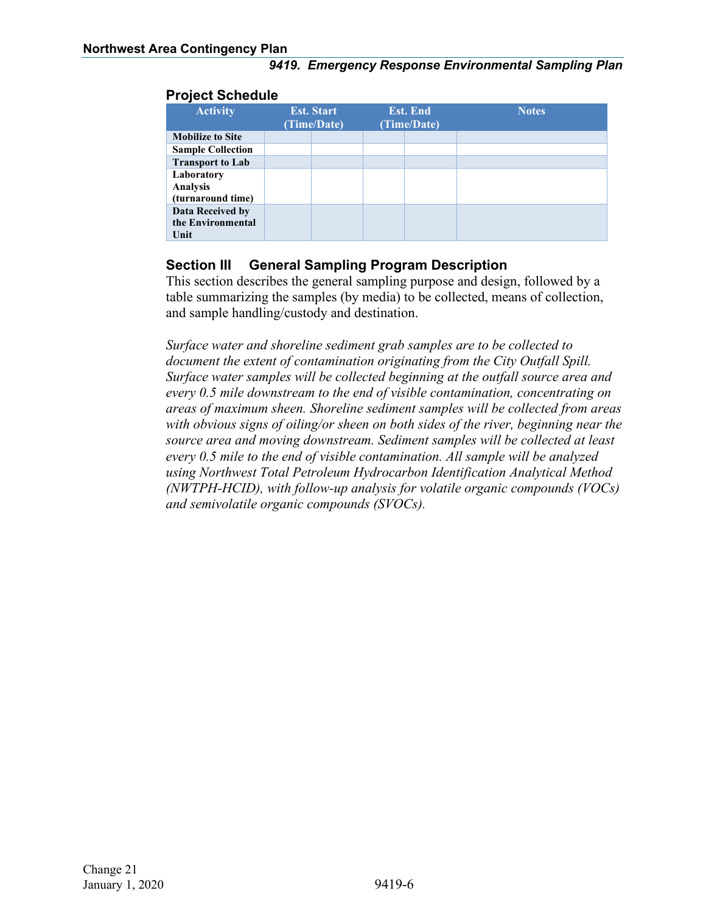### Project Schedule

| Activity | Est. Start (Time/Date) | | Est. End (Time/Date) | | Notes |
|---|---|---|---|---|---|
| **Mobilize to Site** | | | | | |
| **Sample Collection** | | | | | |
| **Transport to Lab** | | | | | |
| **Laboratory Analysis (turnaround time)** | | | | | |
| **Data Received by the Environmental Unit** | | | | | |

## Section III General Sampling Program Description

This section describes the general sampling purpose and design, followed by a table summarizing the samples (by media) to be collected, means of collection, and sample handling/custody and destination.

*Surface water and shoreline sediment grab samples are to be collected to document the extent of contamination originating from the City Outfall Spill. Surface water samples will be collected beginning at the outfall source area and every 0.5 mile downstream to the end of visible contamination, concentrating on areas of maximum sheen. Shoreline sediment samples will be collected from areas with obvious signs of oiling/or sheen on both sides of the river, beginning near the source area and moving downstream. Sediment samples will be collected at least every 0.5 mile to the end of visible contamination. All sample will be analyzed using Northwest Total Petroleum Hydrocarbon Identification Analytical Method (NWTPH-HCID), with follow-up analysis for volatile organic compounds (VOCs) and semivolatile organic compounds (SVOCs).*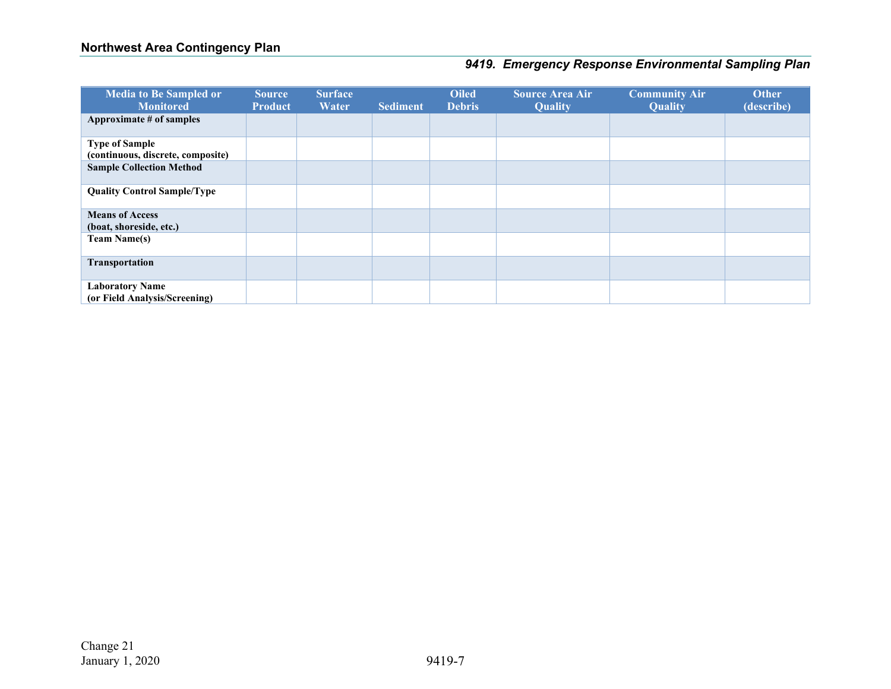| Media to Be Sampled or Monitored | Source Product | Surface Water | Sediment | Oiled Debris | Source Area Air Quality | Community Air Quality | Other (describe) |
|---|---|---|---|---|---|---|---|
| **Approximate # of samples** | | | | | | | |
| **Type of Sample (continuous, discrete, composite)** | | | | | | | |
| **Sample Collection Method** | | | | | | | |
| **Quality Control Sample/Type** | | | | | | | |
| **Means of Access (boat, shoreside, etc.)** | | | | | | | |
| **Team Name(s)** | | | | | | | |
| **Transportation** | | | | | | | |
| **Laboratory Name (or Field Analysis/Screening)** | | | | | | | |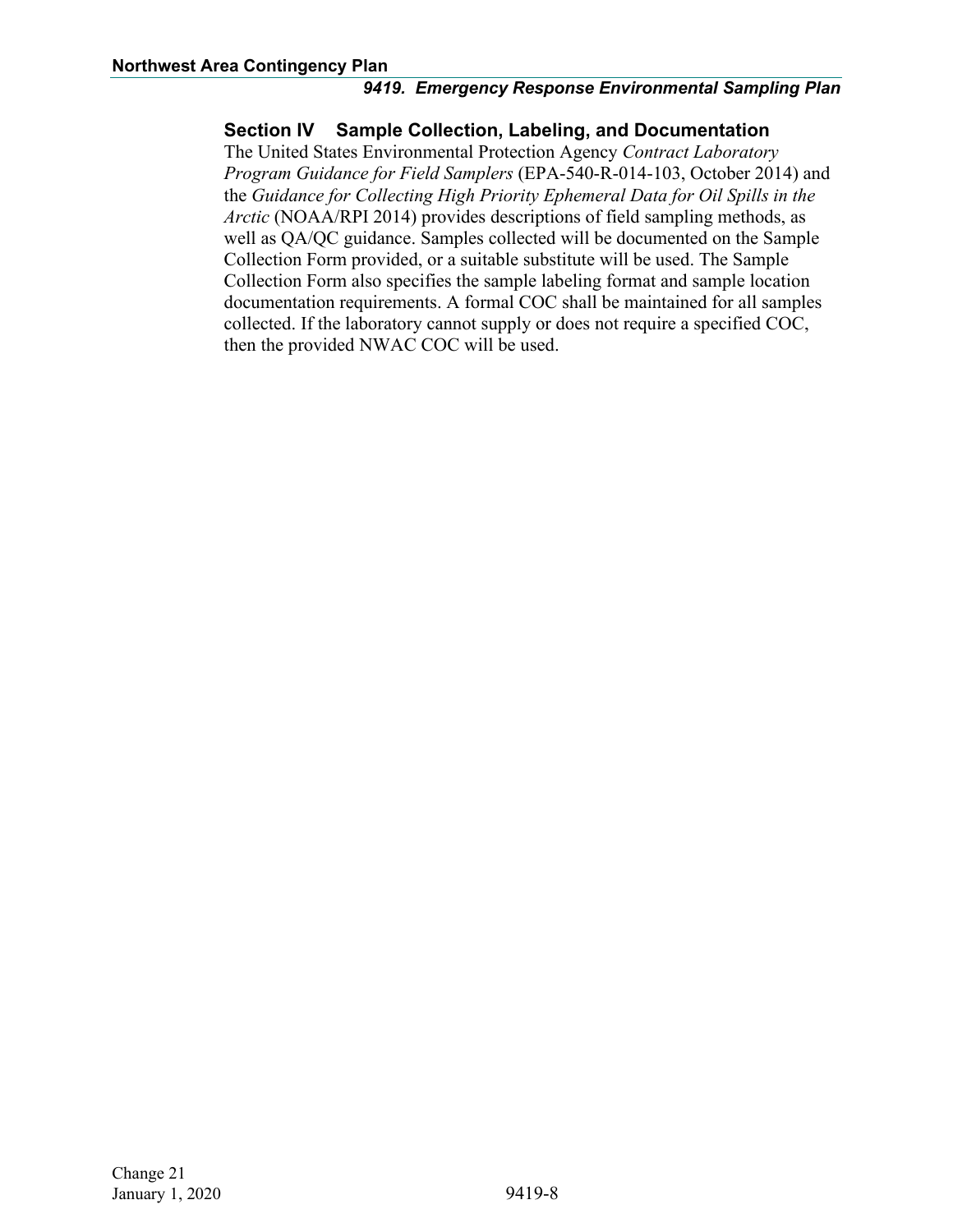## Section IV Sample Collection, Labeling, and Documentation

The United States Environmental Protection Agency *Contract Laboratory Program Guidance for Field Samplers* (EPA-540-R-014-103, October 2014) and the *Guidance for Collecting High Priority Ephemeral Data for Oil Spills in the Arctic* (NOAA/RPI 2014) provides descriptions of field sampling methods, as well as QA/QC guidance. Samples collected will be documented on the Sample Collection Form provided, or a suitable substitute will be used. The Sample Collection Form also specifies the sample labeling format and sample location documentation requirements. A formal COC shall be maintained for all samples collected. If the laboratory cannot supply or does not require a specified COC, then the provided NWAC COC will be used.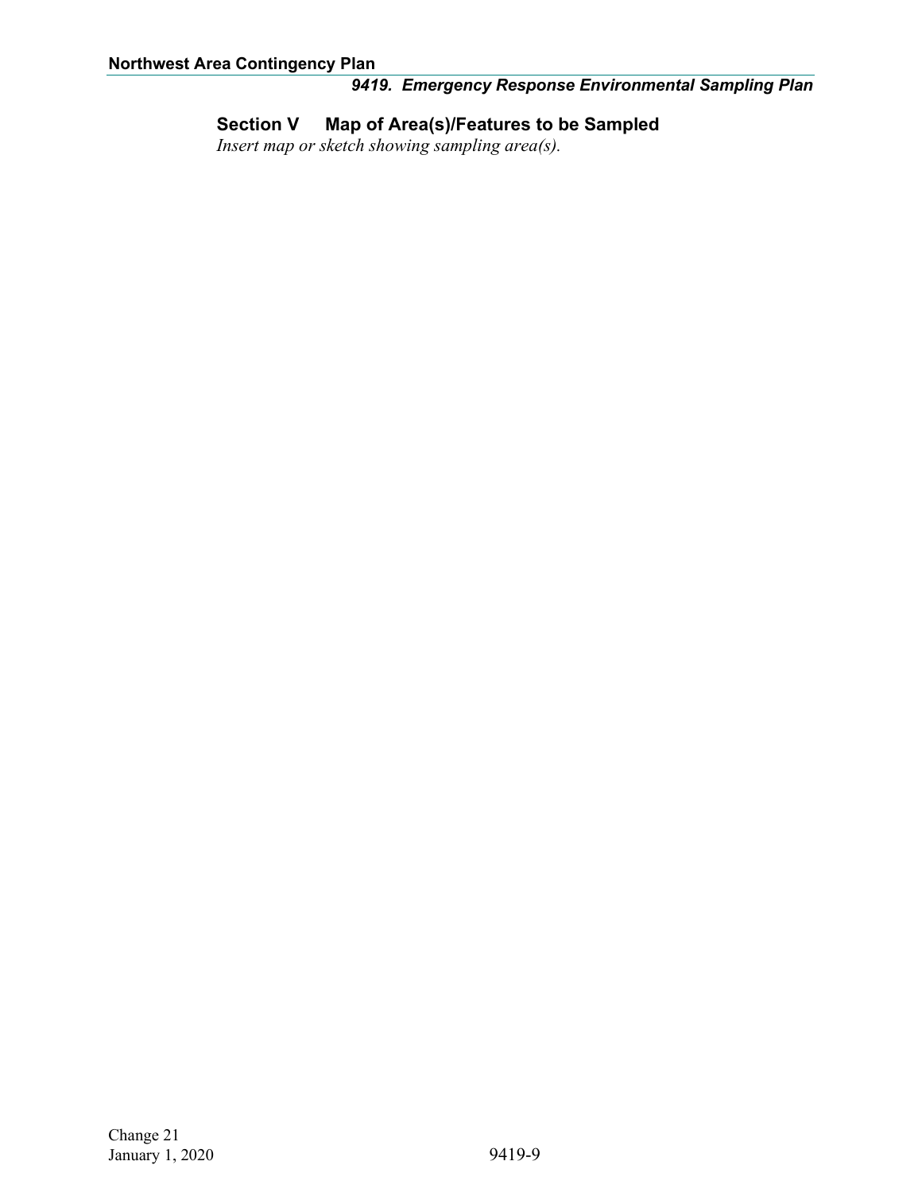## Section V Map of Area(s)/Features to be Sampled

*Insert map or sketch showing sampling area(s).*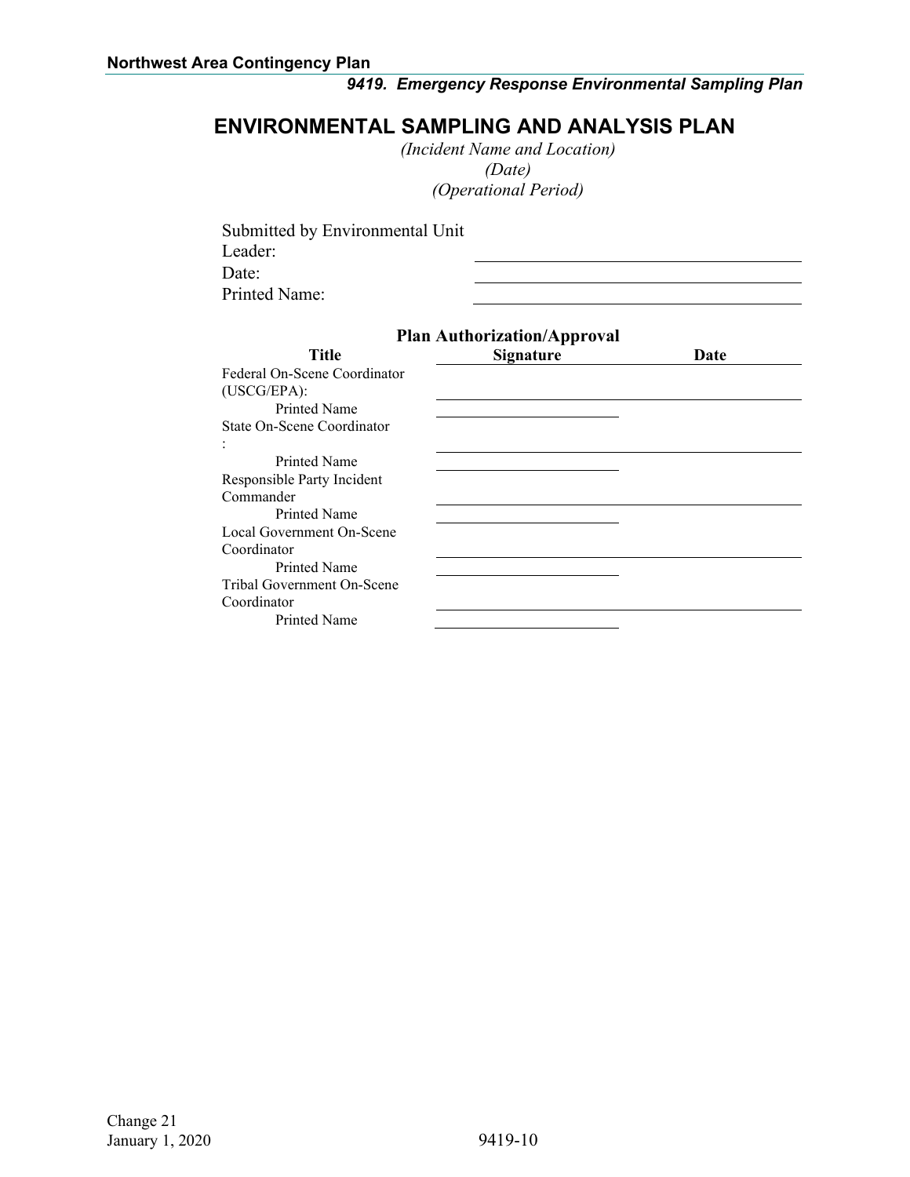# ENVIRONMENTAL SAMPLING AND ANALYSIS PLAN

*(Incident Name and Location)*
*(Date)*
*(Operational Period)*

Submitted by Environmental Unit Leader: \_\_\_\_\_\_\_\_\_\_\_\_\_\_\_\_\_\_\_\_
Date: \_\_\_\_\_\_\_\_\_\_\_\_\_\_\_\_\_\_\_\_
Printed Name: \_\_\_\_\_\_\_\_\_\_\_\_\_\_\_\_\_\_\_\_

**Plan Authorization/Approval**

| Title | Signature | Date |
|---|---|---|
| Federal On-Scene Coordinator (USCG/EPA): | | |
| Printed Name | | |
| State On-Scene Coordinator: | | |
| Printed Name | | |
| Responsible Party Incident Commander | | |
| Printed Name | | |
| Local Government On-Scene Coordinator | | |
| Printed Name | | |
| Tribal Government On-Scene Coordinator | | |
| Printed Name | | |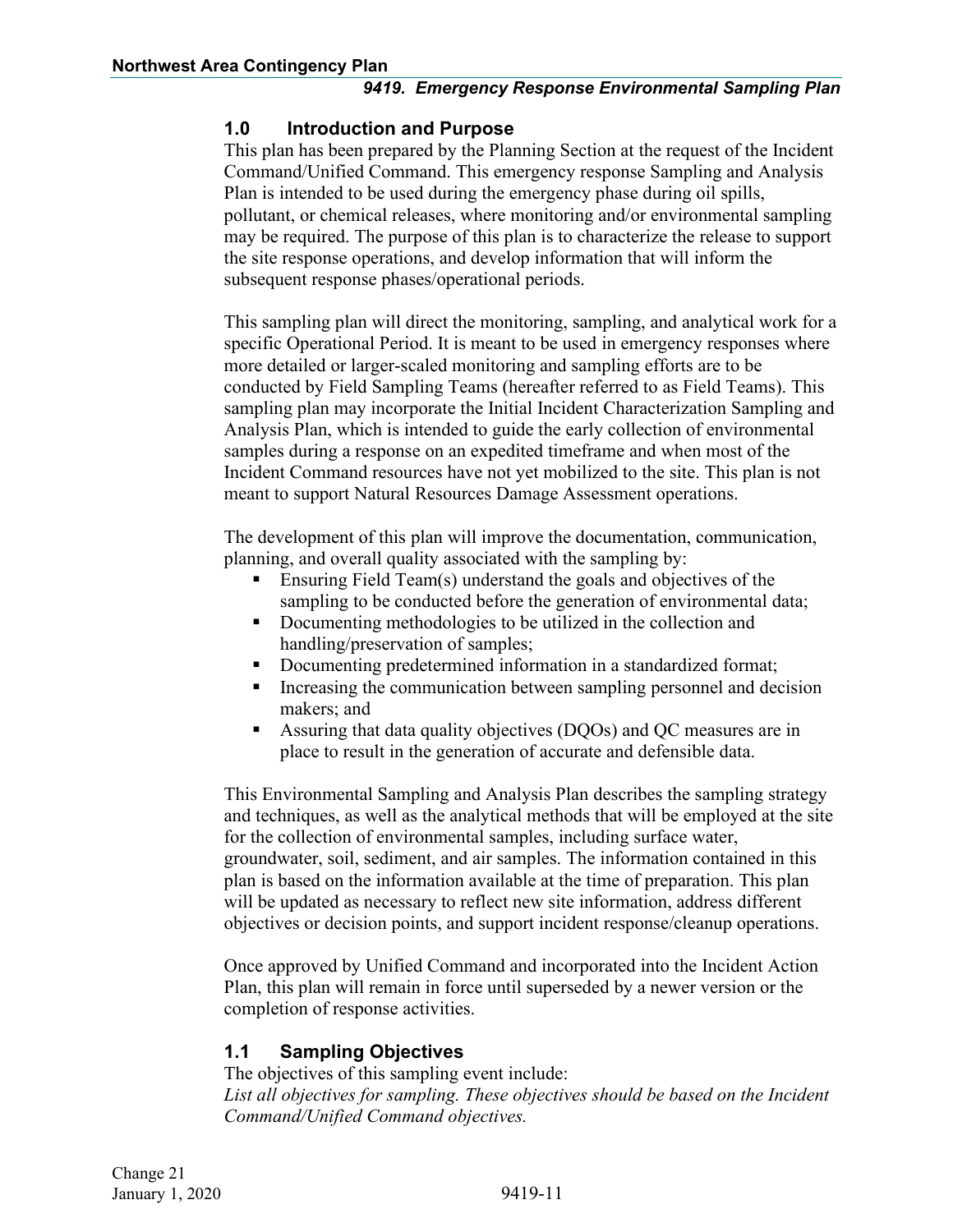## 1.0 Introduction and Purpose

This plan has been prepared by the Planning Section at the request of the Incident Command/Unified Command. This emergency response Sampling and Analysis Plan is intended to be used during the emergency phase during oil spills, pollutant, or chemical releases, where monitoring and/or environmental sampling may be required. The purpose of this plan is to characterize the release to support the site response operations, and develop information that will inform the subsequent response phases/operational periods.

This sampling plan will direct the monitoring, sampling, and analytical work for a specific Operational Period. It is meant to be used in emergency responses where more detailed or larger-scaled monitoring and sampling efforts are to be conducted by Field Sampling Teams (hereafter referred to as Field Teams). This sampling plan may incorporate the Initial Incident Characterization Sampling and Analysis Plan, which is intended to guide the early collection of environmental samples during a response on an expedited timeframe and when most of the Incident Command resources have not yet mobilized to the site. This plan is not meant to support Natural Resources Damage Assessment operations.

The development of this plan will improve the documentation, communication, planning, and overall quality associated with the sampling by:

- Ensuring Field Team(s) understand the goals and objectives of the sampling to be conducted before the generation of environmental data;
- Documenting methodologies to be utilized in the collection and handling/preservation of samples;
- Documenting predetermined information in a standardized format;
- Increasing the communication between sampling personnel and decision makers; and
- Assuring that data quality objectives (DQOs) and QC measures are in place to result in the generation of accurate and defensible data.

This Environmental Sampling and Analysis Plan describes the sampling strategy and techniques, as well as the analytical methods that will be employed at the site for the collection of environmental samples, including surface water, groundwater, soil, sediment, and air samples. The information contained in this plan is based on the information available at the time of preparation. This plan will be updated as necessary to reflect new site information, address different objectives or decision points, and support incident response/cleanup operations.

Once approved by Unified Command and incorporated into the Incident Action Plan, this plan will remain in force until superseded by a newer version or the completion of response activities.

## 1.1 Sampling Objectives

The objectives of this sampling event include:

*List all objectives for sampling. These objectives should be based on the Incident Command/Unified Command objectives.*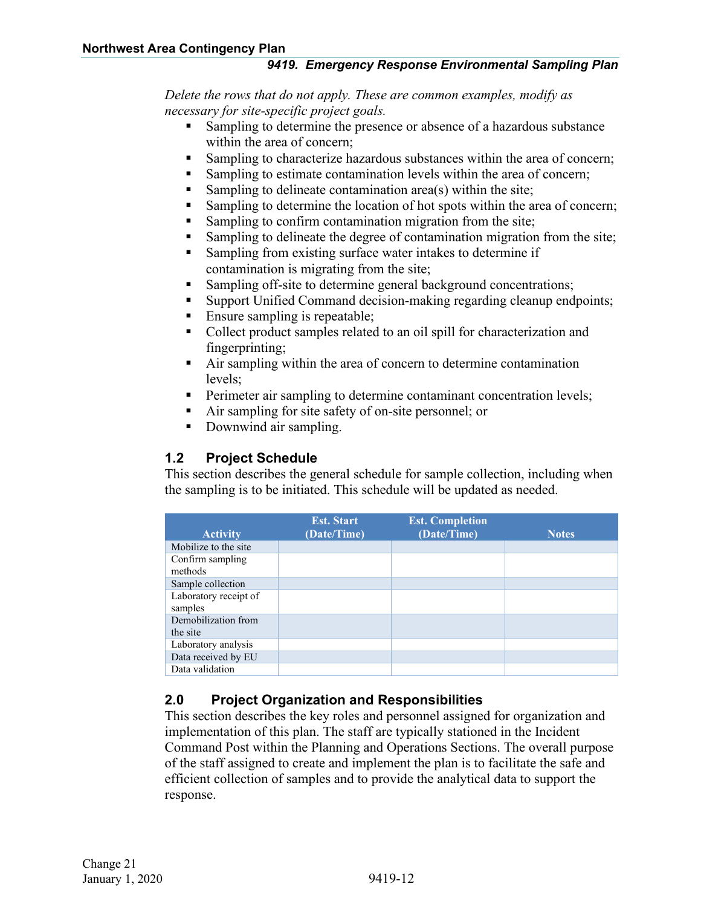*Delete the rows that do not apply. These are common examples, modify as necessary for site-specific project goals.*

- Sampling to determine the presence or absence of a hazardous substance within the area of concern;
- Sampling to characterize hazardous substances within the area of concern;
- Sampling to estimate contamination levels within the area of concern;
- Sampling to delineate contamination area(s) within the site;
- Sampling to determine the location of hot spots within the area of concern;
- Sampling to confirm contamination migration from the site;
- Sampling to delineate the degree of contamination migration from the site;
- Sampling from existing surface water intakes to determine if contamination is migrating from the site;
- Sampling off-site to determine general background concentrations;
- Support Unified Command decision-making regarding cleanup endpoints;
- Ensure sampling is repeatable;
- Collect product samples related to an oil spill for characterization and fingerprinting;
- Air sampling within the area of concern to determine contamination levels;
- Perimeter air sampling to determine contaminant concentration levels;
- Air sampling for site safety of on-site personnel; or
- Downwind air sampling.

## 1.2 Project Schedule

This section describes the general schedule for sample collection, including when the sampling is to be initiated. This schedule will be updated as needed.

| Activity | Est. Start (Date/Time) | Est. Completion (Date/Time) | Notes |
|---|---|---|---|
| Mobilize to the site | | | |
| Confirm sampling methods | | | |
| Sample collection | | | |
| Laboratory receipt of samples | | | |
| Demobilization from the site | | | |
| Laboratory analysis | | | |
| Data received by EU | | | |
| Data validation | | | |

## 2.0 Project Organization and Responsibilities

This section describes the key roles and personnel assigned for organization and implementation of this plan. The staff are typically stationed in the Incident Command Post within the Planning and Operations Sections. The overall purpose of the staff assigned to create and implement the plan is to facilitate the safe and efficient collection of samples and to provide the analytical data to support the response.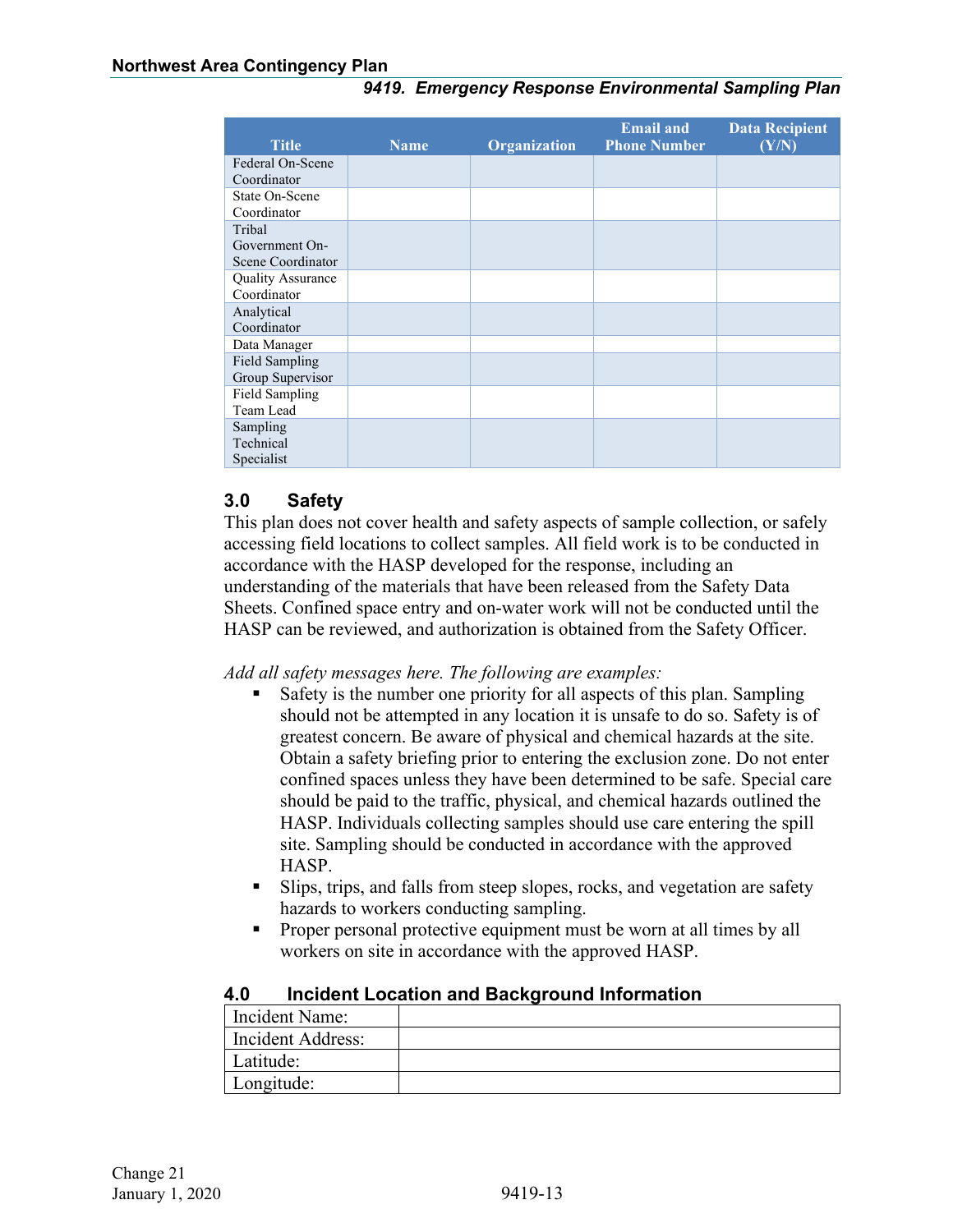| Title | Name | Organization | Email and Phone Number | Data Recipient (Y/N) |
|---|---|---|---|---|
| Federal On-Scene Coordinator | | | | |
| State On-Scene Coordinator | | | | |
| Tribal Government On-Scene Coordinator | | | | |
| Quality Assurance Coordinator | | | | |
| Analytical Coordinator | | | | |
| Data Manager | | | | |
| Field Sampling Group Supervisor | | | | |
| Field Sampling Team Lead | | | | |
| Sampling Technical Specialist | | | | |

## 3.0 Safety

This plan does not cover health and safety aspects of sample collection, or safely accessing field locations to collect samples. All field work is to be conducted in accordance with the HASP developed for the response, including an understanding of the materials that have been released from the Safety Data Sheets. Confined space entry and on-water work will not be conducted until the HASP can be reviewed, and authorization is obtained from the Safety Officer.

*Add all safety messages here. The following are examples:*

- Safety is the number one priority for all aspects of this plan. Sampling should not be attempted in any location it is unsafe to do so. Safety is of greatest concern. Be aware of physical and chemical hazards at the site. Obtain a safety briefing prior to entering the exclusion zone. Do not enter confined spaces unless they have been determined to be safe. Special care should be paid to the traffic, physical, and chemical hazards outlined the HASP. Individuals collecting samples should use care entering the spill site. Sampling should be conducted in accordance with the approved HASP.
- Slips, trips, and falls from steep slopes, rocks, and vegetation are safety hazards to workers conducting sampling.
- Proper personal protective equipment must be worn at all times by all workers on site in accordance with the approved HASP.

## 4.0 Incident Location and Background Information

| | |
|---|---|
| Incident Name: | |
| Incident Address: | |
| Latitude: | |
| Longitude: | |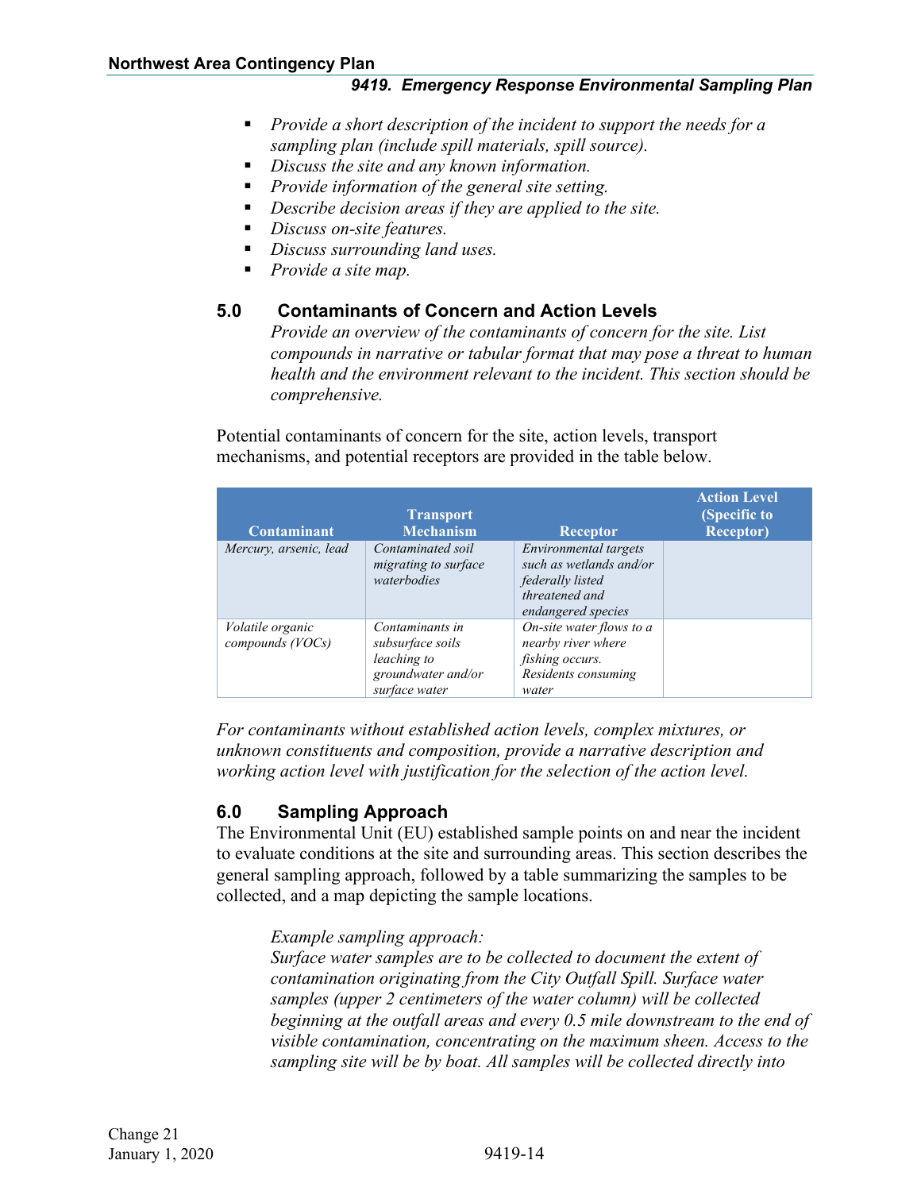- *Provide a short description of the incident to support the needs for a sampling plan (include spill materials, spill source).*
- *Discuss the site and any known information.*
- *Provide information of the general site setting.*
- *Describe decision areas if they are applied to the site.*
- *Discuss on-site features.*
- *Discuss surrounding land uses.*
- *Provide a site map.*

## 5.0 Contaminants of Concern and Action Levels

*Provide an overview of the contaminants of concern for the site. List compounds in narrative or tabular format that may pose a threat to human health and the environment relevant to the incident. This section should be comprehensive.*

Potential contaminants of concern for the site, action levels, transport mechanisms, and potential receptors are provided in the table below.

| Contaminant | Transport Mechanism | Receptor | Action Level (Specific to Receptor) |
|---|---|---|---|
| *Mercury, arsenic, lead* | *Contaminated soil migrating to surface waterbodies* | *Environmental targets such as wetlands and/or federally listed threatened and endangered species* | |
| *Volatile organic compounds (VOCs)* | *Contaminants in subsurface soils leaching to groundwater and/or surface water* | *On-site water flows to a nearby river where fishing occurs. Residents consuming water* | |

*For contaminants without established action levels, complex mixtures, or unknown constituents and composition, provide a narrative description and working action level with justification for the selection of the action level.*

## 6.0 Sampling Approach

The Environmental Unit (EU) established sample points on and near the incident to evaluate conditions at the site and surrounding areas. This section describes the general sampling approach, followed by a table summarizing the samples to be collected, and a map depicting the sample locations.

> *Example sampling approach:*
> *Surface water samples are to be collected to document the extent of contamination originating from the City Outfall Spill. Surface water samples (upper 2 centimeters of the water column) will be collected beginning at the outfall areas and every 0.5 mile downstream to the end of visible contamination, concentrating on the maximum sheen. Access to the sampling site will be by boat. All samples will be collected directly into*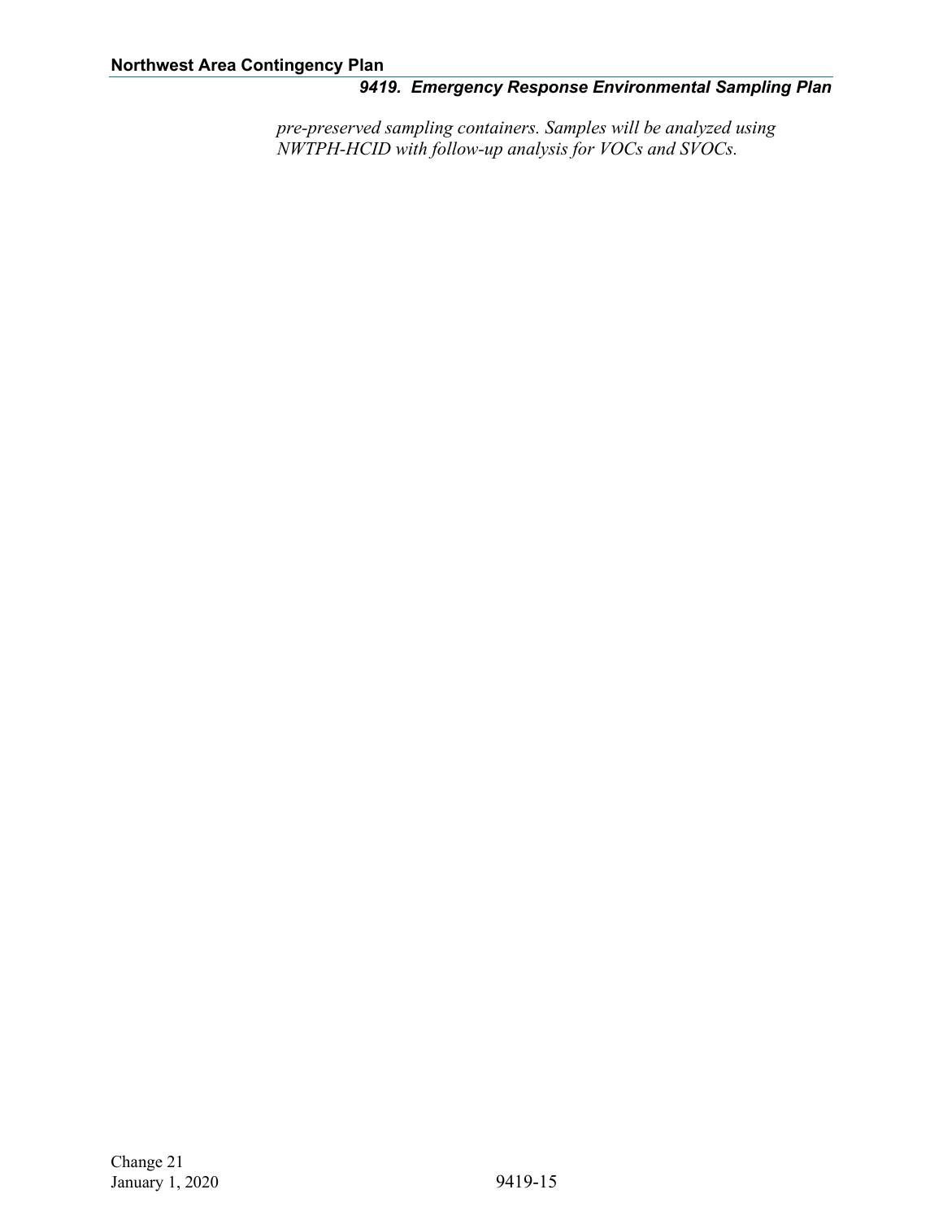*pre-preserved sampling containers. Samples will be analyzed using NWTPH-HCID with follow-up analysis for VOCs and SVOCs.*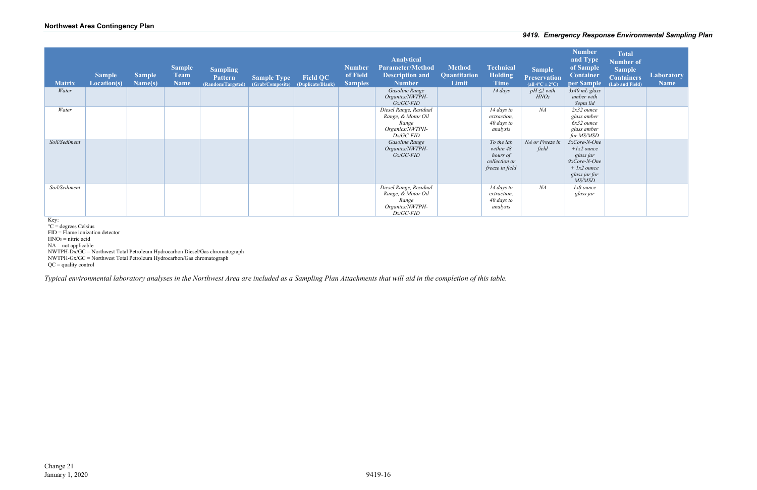| Matrix | Sample Location(s) | Sample Name(s) | Sample Team Name | Sampling Pattern (Random/Targeted) | Sample Type (Grab/Composite) | Field QC (Duplicate/Blank) | Number of Field Samples | Analytical Parameter/Method Description and Number | Method Quantitation Limit | Technical Holding Time | Sample Preservation (all 4°C ± 2°C) | Number and Type of Sample Container per Sample | Total Number of Sample Containers (Lab and Field) | Laboratory Name |
|---|---|---|---|---|---|---|---|---|---|---|---|---|---|---|
| *Water* | | | | | | | | *Gasoline Range Organics/NWTPH-Gx/GC-FID* | | *14 days* | *pH ≤2 with $HNO_3$* | *3x40 mL glass amber with Septa lid* | | |
| *Water* | | | | | | | | *Diesel Range, Residual Range, & Motor Oil Range Organics/NWTPH-Dx/GC-FID* | | *14 days to extraction, 40 days to analysis* | *NA* | *2x32 ounce glass amber 6x32 ounce glass amber for MS/MSD* | | |
| *Soil/Sediment* | | | | | | | | *Gasoline Range Organics/NWTPH-Gx/GC-FID* | | *To the lab within 48 hours of collection or freeze in field* | *NA or Freeze in field* | *3xCore-N-One +1x2 ounce glass jar 9xCore-N-One + 1x2 ounce glass jar for MS/MSD* | | |
| *Soil/Sediment* | | | | | | | | *Diesel Range, Residual Range, & Motor Oil Range Organics/NWTPH-Dx/GC-FID* | | *14 days to extraction, 40 days to analysis* | *NA* | *1x8 ounce glass jar* | | |

Key:
°C = degrees Celsius
FID = Flame ionization detector
$HNO_3$ = nitric acid
NA = not applicable
NWTPH-Dx/GC = Northwest Total Petroleum Hydrocarbon Diesel/Gas chromatograph
NWTPH-Gx/GC = Northwest Total Petroleum Hydrocarbon/Gas chromatograph
QC = quality control

*Typical environmental laboratory analyses in the Northwest Area are included as a Sampling Plan Attachments that will aid in the completion of this table.*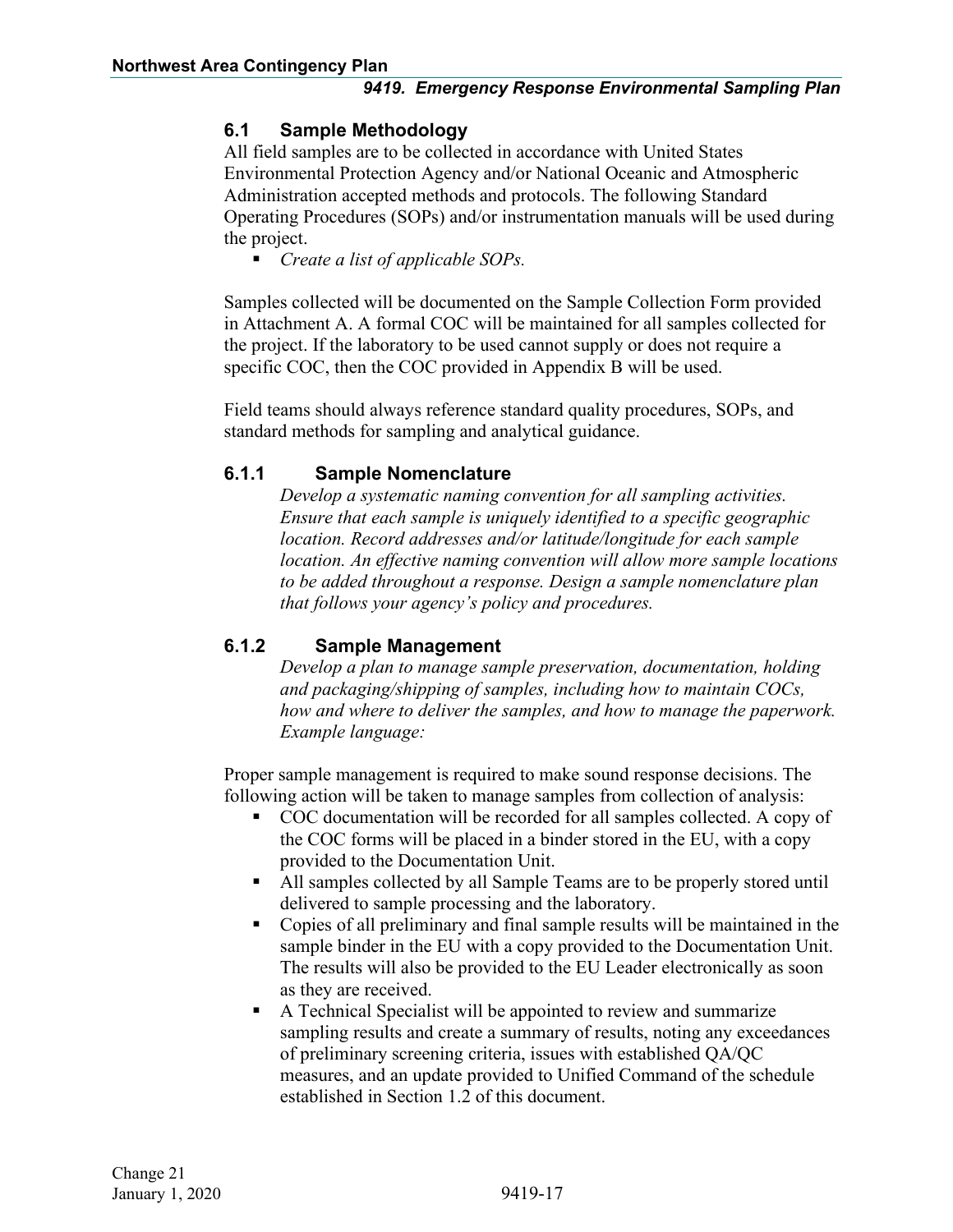## 6.1 Sample Methodology

All field samples are to be collected in accordance with United States Environmental Protection Agency and/or National Oceanic and Atmospheric Administration accepted methods and protocols. The following Standard Operating Procedures (SOPs) and/or instrumentation manuals will be used during the project.

- *Create a list of applicable SOPs.*

Samples collected will be documented on the Sample Collection Form provided in Attachment A. A formal COC will be maintained for all samples collected for the project. If the laboratory to be used cannot supply or does not require a specific COC, then the COC provided in Appendix B will be used.

Field teams should always reference standard quality procedures, SOPs, and standard methods for sampling and analytical guidance.

### 6.1.1 Sample Nomenclature

*Develop a systematic naming convention for all sampling activities. Ensure that each sample is uniquely identified to a specific geographic location. Record addresses and/or latitude/longitude for each sample location. An effective naming convention will allow more sample locations to be added throughout a response. Design a sample nomenclature plan that follows your agency's policy and procedures.*

### 6.1.2 Sample Management

*Develop a plan to manage sample preservation, documentation, holding and packaging/shipping of samples, including how to maintain COCs, how and where to deliver the samples, and how to manage the paperwork. Example language:*

Proper sample management is required to make sound response decisions. The following action will be taken to manage samples from collection of analysis:

- COC documentation will be recorded for all samples collected. A copy of the COC forms will be placed in a binder stored in the EU, with a copy provided to the Documentation Unit.
- All samples collected by all Sample Teams are to be properly stored until delivered to sample processing and the laboratory.
- Copies of all preliminary and final sample results will be maintained in the sample binder in the EU with a copy provided to the Documentation Unit. The results will also be provided to the EU Leader electronically as soon as they are received.
- A Technical Specialist will be appointed to review and summarize sampling results and create a summary of results, noting any exceedances of preliminary screening criteria, issues with established QA/QC measures, and an update provided to Unified Command of the schedule established in Section 1.2 of this document.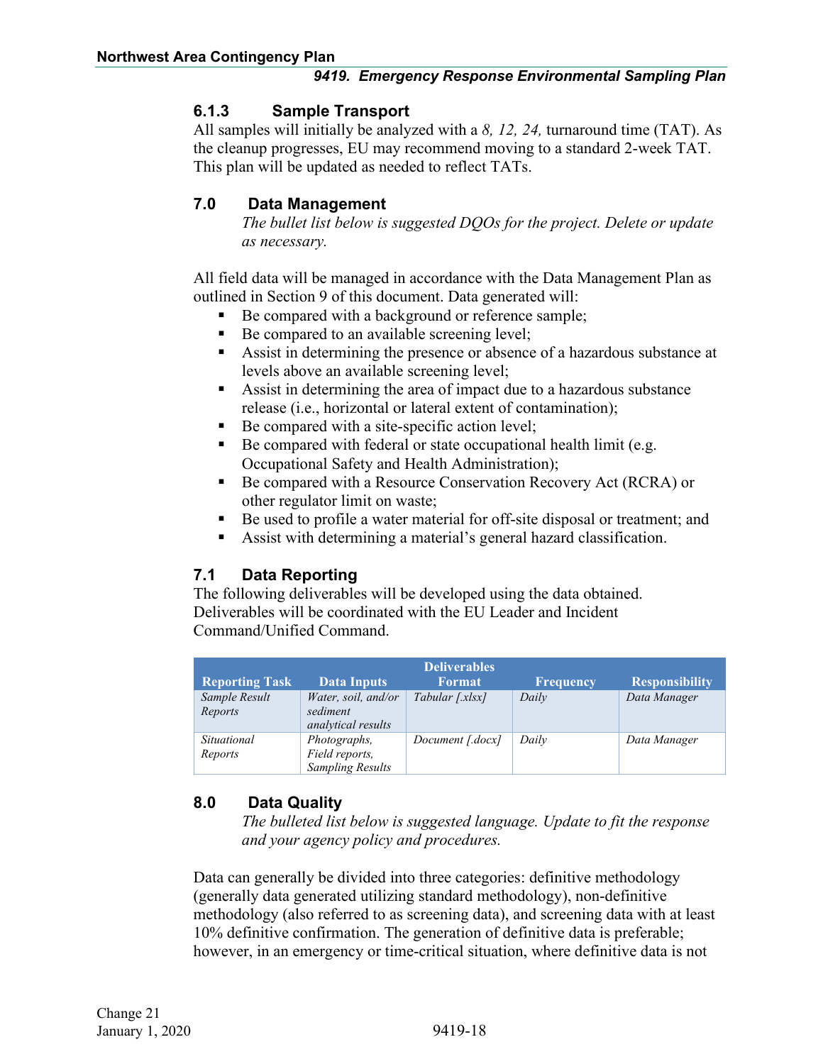### 6.1.3 Sample Transport

All samples will initially be analyzed with a *8, 12, 24,* turnaround time (TAT). As the cleanup progresses, EU may recommend moving to a standard 2-week TAT. This plan will be updated as needed to reflect TATs.

## 7.0 Data Management

*The bullet list below is suggested DQOs for the project. Delete or update as necessary.*

All field data will be managed in accordance with the Data Management Plan as outlined in Section 9 of this document. Data generated will:

- Be compared with a background or reference sample;
- Be compared to an available screening level;
- Assist in determining the presence or absence of a hazardous substance at levels above an available screening level;
- Assist in determining the area of impact due to a hazardous substance release (i.e., horizontal or lateral extent of contamination);
- Be compared with a site-specific action level;
- Be compared with federal or state occupational health limit (e.g. Occupational Safety and Health Administration);
- Be compared with a Resource Conservation Recovery Act (RCRA) or other regulator limit on waste;
- Be used to profile a water material for off-site disposal or treatment; and
- Assist with determining a material's general hazard classification.

### 7.1 Data Reporting

The following deliverables will be developed using the data obtained. Deliverables will be coordinated with the EU Leader and Incident Command/Unified Command.

| Reporting Task | Data Inputs | Deliverables Format | Frequency | Responsibility |
|---|---|---|---|---|
| *Sample Result Reports* | *Water, soil, and/or sediment analytical results* | *Tabular [.xlsx]* | *Daily* | *Data Manager* |
| *Situational Reports* | *Photographs, Field reports, Sampling Results* | *Document [.docx]* | *Daily* | *Data Manager* |

## 8.0 Data Quality

*The bulleted list below is suggested language. Update to fit the response and your agency policy and procedures.*

Data can generally be divided into three categories: definitive methodology (generally data generated utilizing standard methodology), non-definitive methodology (also referred to as screening data), and screening data with at least 10% definitive confirmation. The generation of definitive data is preferable; however, in an emergency or time-critical situation, where definitive data is not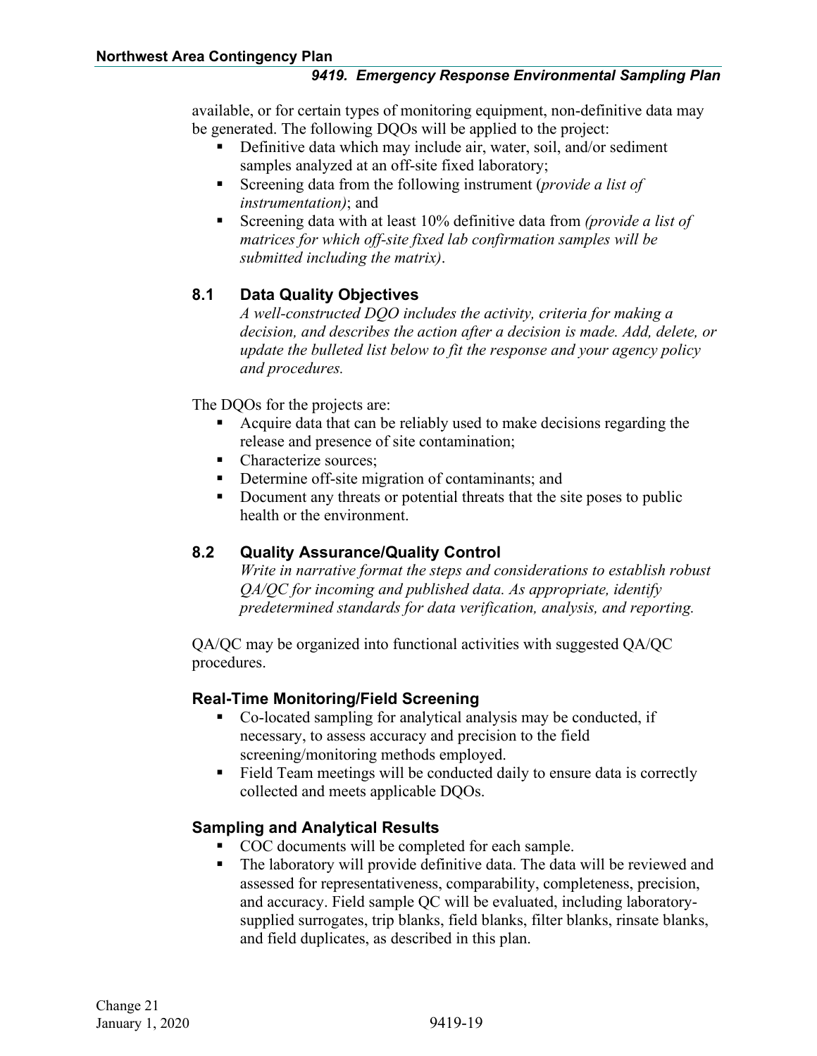available, or for certain types of monitoring equipment, non-definitive data may be generated. The following DQOs will be applied to the project:

- Definitive data which may include air, water, soil, and/or sediment samples analyzed at an off-site fixed laboratory;
- Screening data from the following instrument (*provide a list of instrumentation)*; and
- Screening data with at least 10% definitive data from *(provide a list of matrices for which off-site fixed lab confirmation samples will be submitted including the matrix)*.

## 8.1 Data Quality Objectives

*A well-constructed DQO includes the activity, criteria for making a decision, and describes the action after a decision is made. Add, delete, or update the bulleted list below to fit the response and your agency policy and procedures.*

The DQOs for the projects are:

- Acquire data that can be reliably used to make decisions regarding the release and presence of site contamination;
- Characterize sources;
- Determine off-site migration of contaminants; and
- Document any threats or potential threats that the site poses to public health or the environment.

## 8.2 Quality Assurance/Quality Control

*Write in narrative format the steps and considerations to establish robust QA/QC for incoming and published data. As appropriate, identify predetermined standards for data verification, analysis, and reporting.*

QA/QC may be organized into functional activities with suggested QA/QC procedures.

### Real-Time Monitoring/Field Screening

- Co-located sampling for analytical analysis may be conducted, if necessary, to assess accuracy and precision to the field screening/monitoring methods employed.
- Field Team meetings will be conducted daily to ensure data is correctly collected and meets applicable DQOs.

### Sampling and Analytical Results

- COC documents will be completed for each sample.
- The laboratory will provide definitive data. The data will be reviewed and assessed for representativeness, comparability, completeness, precision, and accuracy. Field sample QC will be evaluated, including laboratory-supplied surrogates, trip blanks, field blanks, filter blanks, rinsate blanks, and field duplicates, as described in this plan.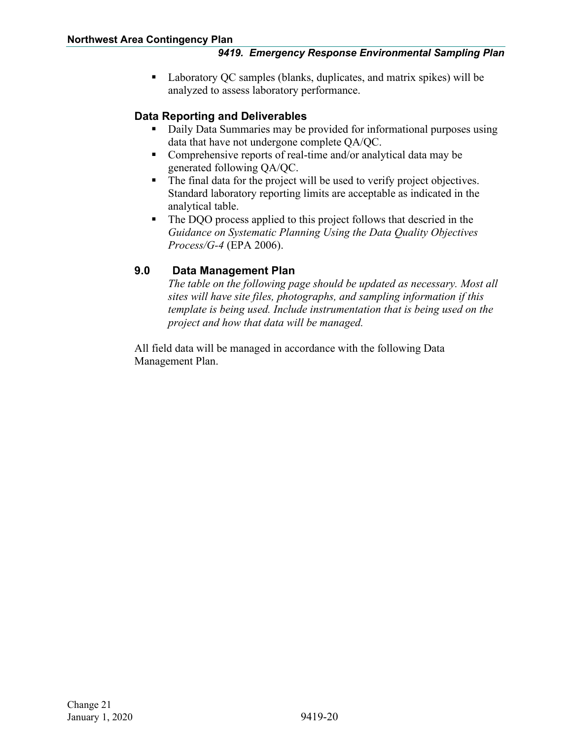- Laboratory QC samples (blanks, duplicates, and matrix spikes) will be analyzed to assess laboratory performance.

### Data Reporting and Deliverables

- Daily Data Summaries may be provided for informational purposes using data that have not undergone complete QA/QC.
- Comprehensive reports of real-time and/or analytical data may be generated following QA/QC.
- The final data for the project will be used to verify project objectives. Standard laboratory reporting limits are acceptable as indicated in the analytical table.
- The DQO process applied to this project follows that descried in the *Guidance on Systematic Planning Using the Data Quality Objectives Process/G-4* (EPA 2006).

## 9.0 Data Management Plan

*The table on the following page should be updated as necessary. Most all sites will have site files, photographs, and sampling information if this template is being used. Include instrumentation that is being used on the project and how that data will be managed.*

All field data will be managed in accordance with the following Data Management Plan.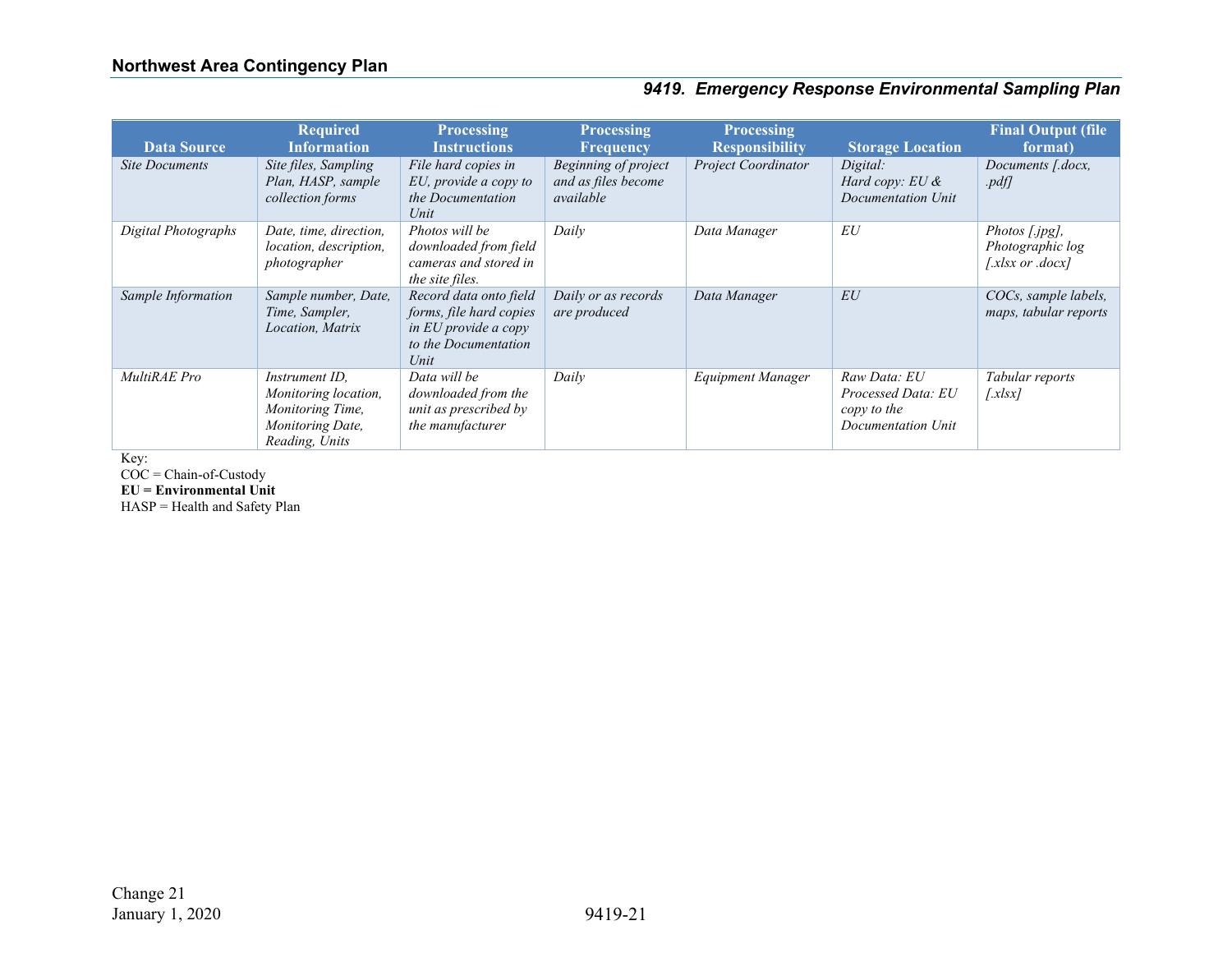| Data Source | Required Information | Processing Instructions | Processing Frequency | Processing Responsibility | Storage Location | Final Output (file format) |
|---|---|---|---|---|---|---|
| *Site Documents* | *Site files, Sampling Plan, HASP, sample collection forms* | *File hard copies in EU, provide a copy to the Documentation Unit* | *Beginning of project and as files become available* | *Project Coordinator* | *Digital: Hard copy: EU & Documentation Unit* | *Documents [.docx, .pdf]* |
| *Digital Photographs* | *Date, time, direction, location, description, photographer* | *Photos will be downloaded from field cameras and stored in the site files.* | *Daily* | *Data Manager* | *EU* | *Photos [.jpg], Photographic log [.xlsx or .docx]* |
| *Sample Information* | *Sample number, Date, Time, Sampler, Location, Matrix* | *Record data onto field forms, file hard copies in EU provide a copy to the Documentation Unit* | *Daily or as records are produced* | *Data Manager* | *EU* | *COCs, sample labels, maps, tabular reports* |
| *MultiRAE Pro* | *Instrument ID, Monitoring location, Monitoring Time, Monitoring Date, Reading, Units* | *Data will be downloaded from the unit as prescribed by the manufacturer* | *Daily* | *Equipment Manager* | *Raw Data: EU Processed Data: EU copy to the Documentation Unit* | *Tabular reports [.xlsx]* |

Key:
COC = Chain-of-Custody
**EU = Environmental Unit**
HASP = Health and Safety Plan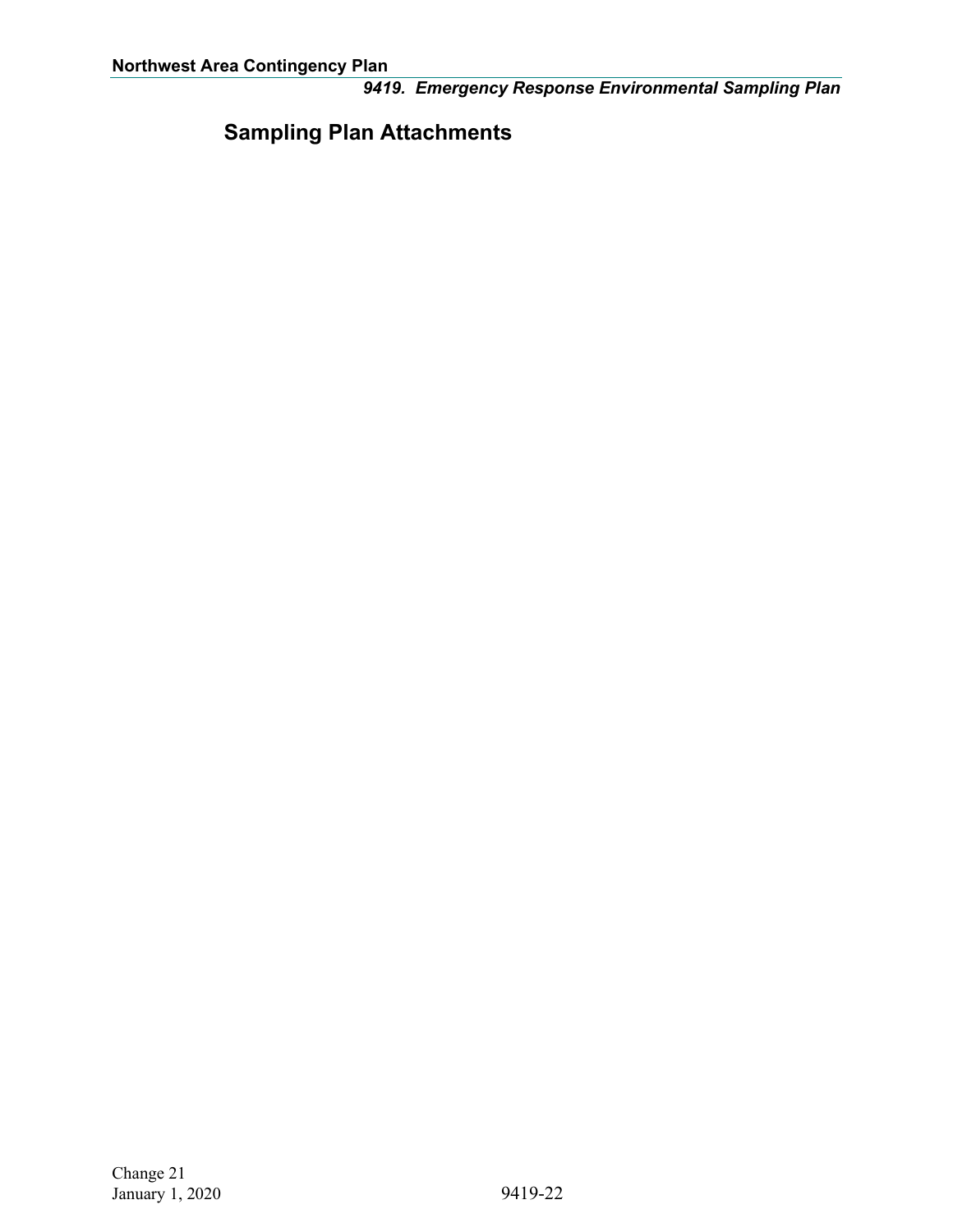## Sampling Plan Attachments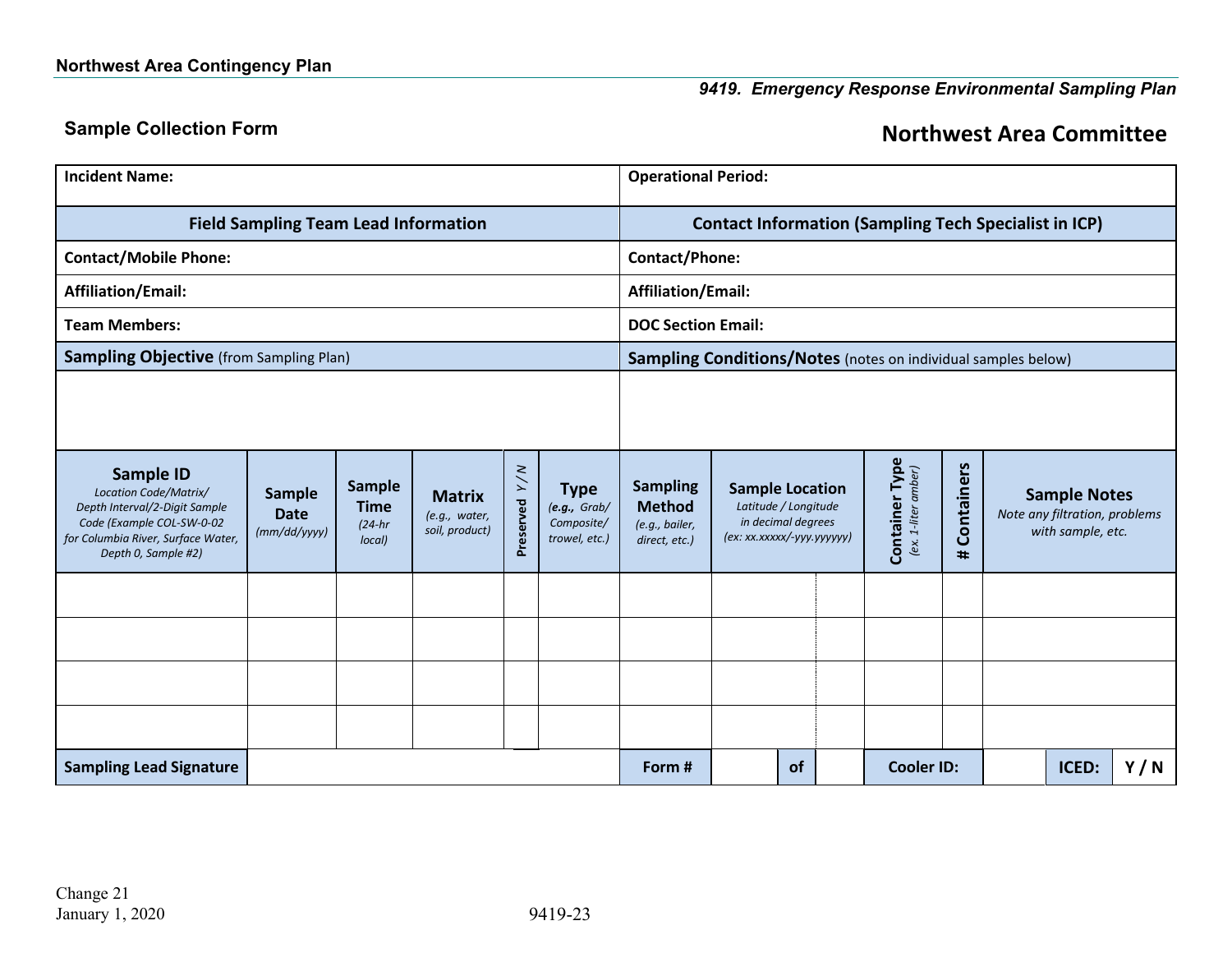**9419. Emergency Response Environmental Sampling Plan**

## Sample Collection Form

## Northwest Area Committee

| **Incident Name:** | **Operational Period:** |
|---|---|
| **Field Sampling Team Lead Information** | **Contact Information (Sampling Tech Specialist in ICP)** |
| **Contact/Mobile Phone:** | **Contact/Phone:** |
| **Affiliation/Email:** | **Affiliation/Email:** |
| **Team Members:** | **DOC Section Email:** |
| **Sampling Objective** (from Sampling Plan) | **Sampling Conditions/Notes** (notes on individual samples below) |
| | |

| **Sample ID** *Location Code/Matrix/ Depth Interval/2-Digit Sample Code (Example COL-SW-0-02 for Columbia River, Surface Water, Depth 0, Sample #2)* | **Sample Date** *(mm/dd/yyyy)* | **Sample Time** *(24-hr local)* | **Matrix** *(e.g., water, soil, product)* | **Preserved** *Y / N* | **Type** *(**e.g.,** Grab/ Composite/ trowel, etc.)* | **Sampling Method** *(e.g., bailer, direct, etc.)* | **Sample Location** *Latitude / Longitude in decimal degrees (ex: xx.xxxxx/-yyy.yyyyyy)* | | **Container Type** *(ex. 1-liter amber)* | **# Containers** | **Sample Notes** *Note any filtration, problems with sample, etc.* | |
|---|---|---|---|---|---|---|---|---|---|---|---|---|
| | | | | | | | | | | | | |
| | | | | | | | | | | | | |
| | | | | | | | | | | | | |
| | | | | | | | | | | | | |
| **Sampling Lead Signature** | | | | | | **Form #** | | **of** | **Cooler ID:** | | **ICED:** | **Y / N** |

Change 21
January 1, 2020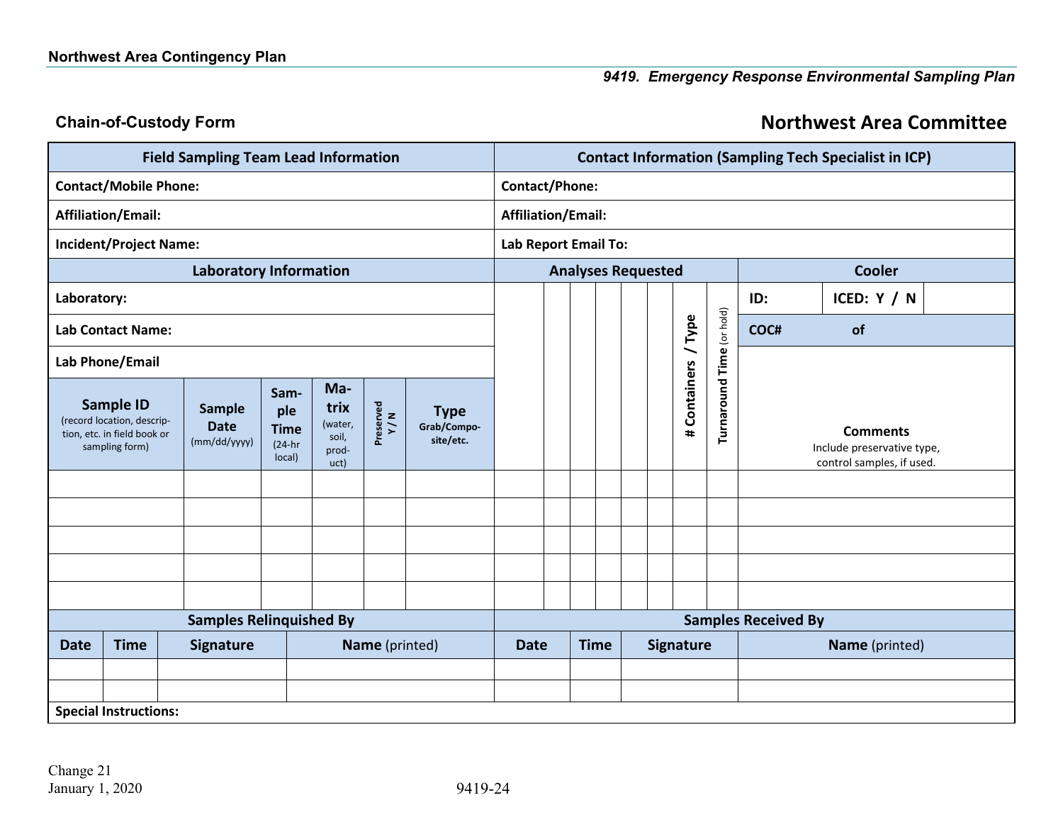## Chain-of-Custody Form

## Northwest Area Committee

| Field Sampling Team Lead Information | Contact Information (Sampling Tech Specialist in ICP) |
|---|---|
| **Contact/Mobile Phone:** | **Contact/Phone:** |
| **Affiliation/Email:** | **Affiliation/Email:** |
| **Incident/Project Name:** | **Lab Report Email To:** |

| Laboratory Information | | | | | | Analyses Requested | | | | | | | | | Cooler |
|---|---|---|---|---|---|---|---|---|---|---|---|---|---|---|---|
| **Laboratory:** | | | | | | | | | | | | | | | **ID:** **ICED: Y / N** |
| **Lab Contact Name:** | | | | | | | | | | | | | | | **COC#** **of** |
| **Lab Phone/Email** | | | | | | | | | | | | | | | |
| **Sample ID** (record location, description, etc. in field book or sampling form) | **Sample Date** (mm/dd/yyyy) | **Sample Time** (24-hr local) | **Matrix** (water, soil, product) | **Preserved Y / N** | **Type** Grab/Composite/etc. | | | | | | | | **# Containers / Type** | **Turnaround Time** (or hold) | **Comments** Include preservative type, control samples, if used. |
| | | | | | | | | | | | | | | | |
| | | | | | | | | | | | | | | | |
| | | | | | | | | | | | | | | | |
| | | | | | | | | | | | | | | | |
| | | | | | | | | | | | | | | | |

| Samples Relinquished By | | | | Samples Received By | | | |
|---|---|---|---|---|---|---|---|
| **Date** | **Time** | **Signature** | **Name** (printed) | **Date** | **Time** | **Signature** | **Name** (printed) |
| | | | | | | | |
| | | | | | | | |

**Special Instructions:**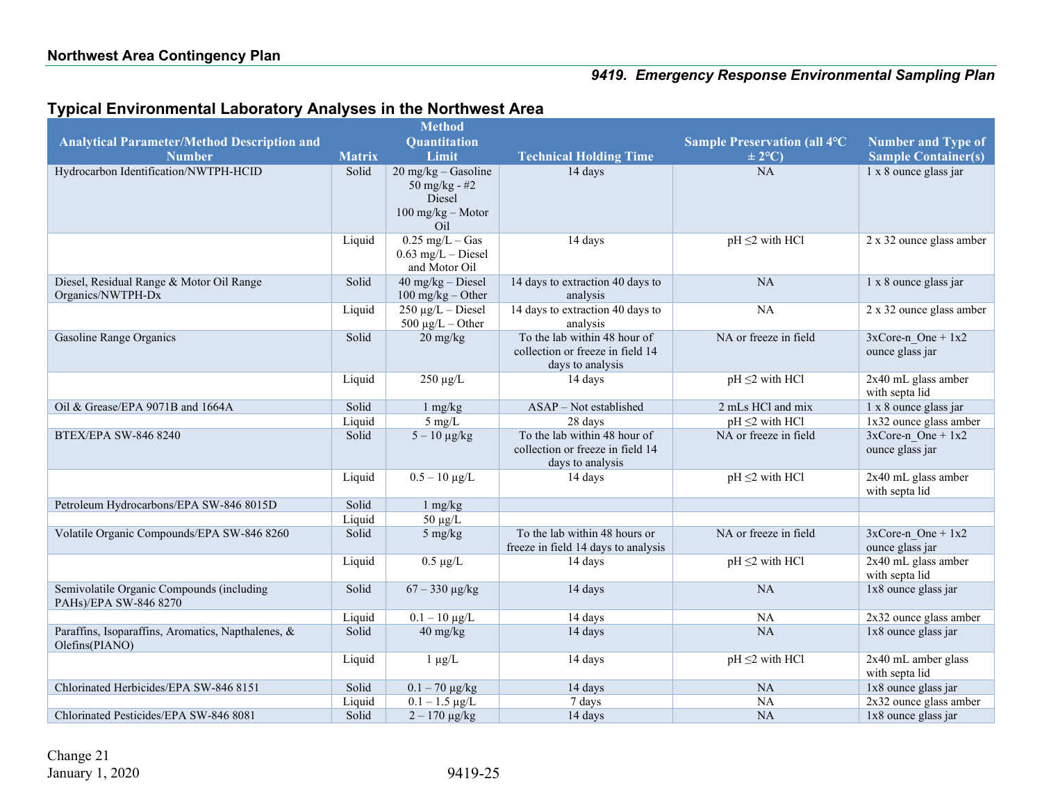## Typical Environmental Laboratory Analyses in the Northwest Area

| Analytical Parameter/Method Description and Number | Matrix | Method Quantitation Limit | Technical Holding Time | Sample Preservation (all 4°C ± 2°C) | Number and Type of Sample Container(s) |
|---|---|---|---|---|---|
| Hydrocarbon Identification/NWTPH-HCID | Solid | 20 mg/kg – Gasoline 50 mg/kg - #2 Diesel 100 mg/kg – Motor Oil | 14 days | NA | 1 x 8 ounce glass jar |
| | Liquid | 0.25 mg/L – Gas 0.63 mg/L – Diesel and Motor Oil | 14 days | pH ≤2 with HCl | 2 x 32 ounce glass amber |
| Diesel, Residual Range & Motor Oil Range Organics/NWTPH-Dx | Solid | 40 mg/kg – Diesel 100 mg/kg – Other | 14 days to extraction 40 days to analysis | NA | 1 x 8 ounce glass jar |
| | Liquid | 250 µg/L – Diesel 500 µg/L – Other | 14 days to extraction 40 days to analysis | NA | 2 x 32 ounce glass amber |
| Gasoline Range Organics | Solid | 20 mg/kg | To the lab within 48 hour of collection or freeze in field 14 days to analysis | NA or freeze in field | 3xCore-n_One + 1x2 ounce glass jar |
| | Liquid | 250 µg/L | 14 days | pH ≤2 with HCl | 2x40 mL glass amber with septa lid |
| Oil & Grease/EPA 9071B and 1664A | Solid | 1 mg/kg | ASAP – Not established | 2 mLs HCl and mix | 1 x 8 ounce glass jar |
| | Liquid | 5 mg/L | 28 days | pH ≤2 with HCl | 1x32 ounce glass amber |
| BTEX/EPA SW-846 8240 | Solid | 5 – 10 µg/kg | To the lab within 48 hour of collection or freeze in field 14 days to analysis | NA or freeze in field | 3xCore-n_One + 1x2 ounce glass jar |
| | Liquid | 0.5 – 10 µg/L | 14 days | pH ≤2 with HCl | 2x40 mL glass amber with septa lid |
| Petroleum Hydrocarbons/EPA SW-846 8015D | Solid | 1 mg/kg | | | |
| | Liquid | 50 µg/L | | | |
| Volatile Organic Compounds/EPA SW-846 8260 | Solid | 5 mg/kg | To the lab within 48 hours or freeze in field 14 days to analysis | NA or freeze in field | 3xCore-n_One + 1x2 ounce glass jar |
| | Liquid | 0.5 µg/L | 14 days | pH ≤2 with HCl | 2x40 mL glass amber with septa lid |
| Semivolatile Organic Compounds (including PAHs)/EPA SW-846 8270 | Solid | 67 – 330 µg/kg | 14 days | NA | 1x8 ounce glass jar |
| | Liquid | 0.1 – 10 µg/L | 14 days | NA | 2x32 ounce glass amber |
| Paraffins, Isoparaffins, Aromatics, Napthalenes, & Olefins(PIANO) | Solid | 40 mg/kg | 14 days | NA | 1x8 ounce glass jar |
| | Liquid | 1 µg/L | 14 days | pH ≤2 with HCl | 2x40 mL amber glass with septa lid |
| Chlorinated Herbicides/EPA SW-846 8151 | Solid | 0.1 – 70 µg/kg | 14 days | NA | 1x8 ounce glass jar |
| | Liquid | 0.1 – 1.5 µg/L | 7 days | NA | 2x32 ounce glass amber |
| Chlorinated Pesticides/EPA SW-846 8081 | Solid | 2 – 170 µg/kg | 14 days | NA | 1x8 ounce glass jar |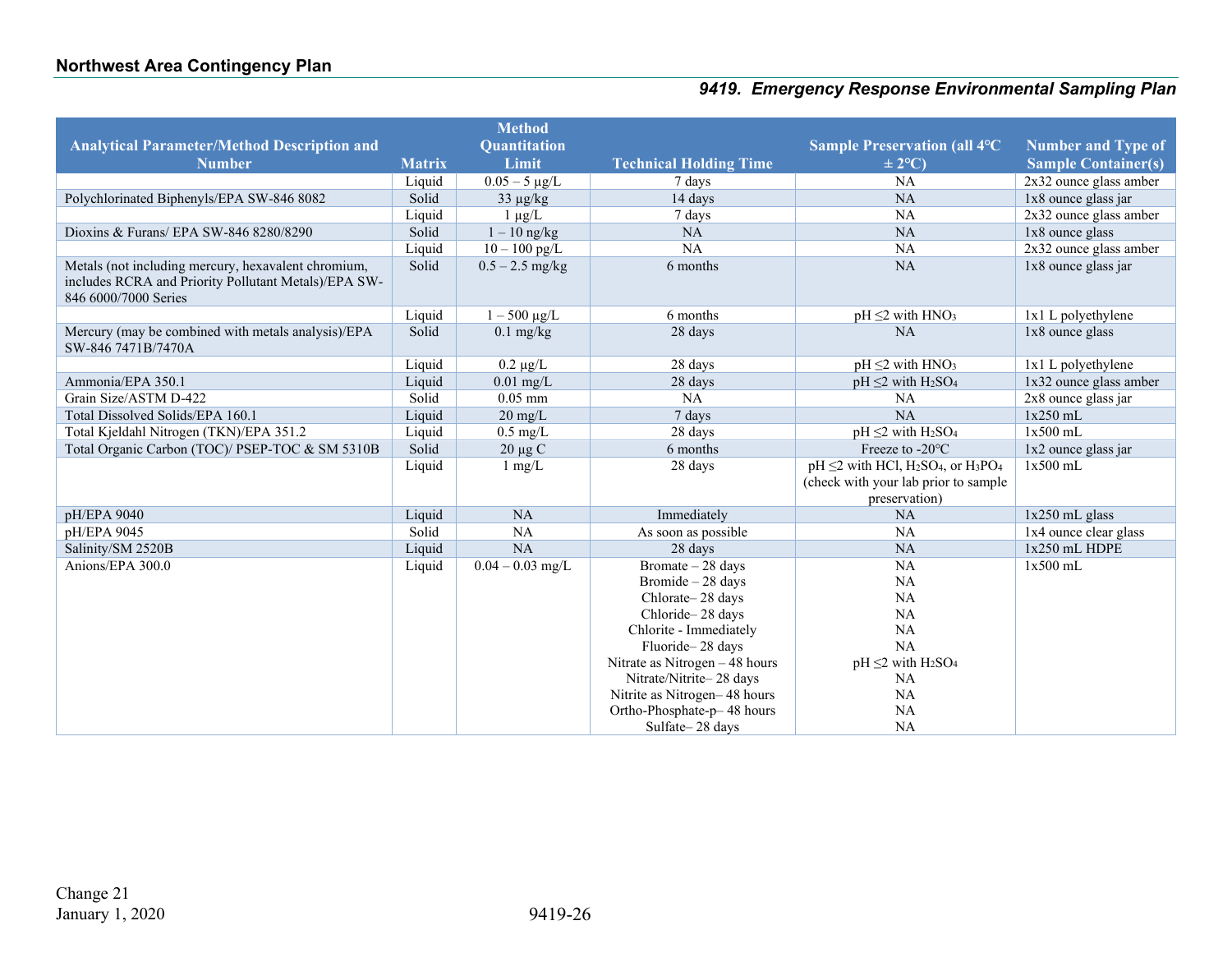| Analytical Parameter/Method Description and Number | Matrix | Method Quantitation Limit | Technical Holding Time | Sample Preservation (all 4°C ± 2°C) | Number and Type of Sample Container(s) |
|---|---|---|---|---|---|
| | Liquid | 0.05 – 5 µg/L | 7 days | NA | 2x32 ounce glass amber |
| Polychlorinated Biphenyls/EPA SW-846 8082 | Solid | 33 µg/kg | 14 days | NA | 1x8 ounce glass jar |
| | Liquid | 1 µg/L | 7 days | NA | 2x32 ounce glass amber |
| Dioxins & Furans/ EPA SW-846 8280/8290 | Solid | 1 – 10 ng/kg | NA | NA | 1x8 ounce glass |
| | Liquid | 10 – 100 pg/L | NA | NA | 2x32 ounce glass amber |
| Metals (not including mercury, hexavalent chromium, includes RCRA and Priority Pollutant Metals)/EPA SW-846 6000/7000 Series | Solid | 0.5 – 2.5 mg/kg | 6 months | NA | 1x8 ounce glass jar |
| | Liquid | 1 – 500 µg/L | 6 months | pH ≤2 with $HNO_3$ | 1x1 L polyethylene |
| Mercury (may be combined with metals analysis)/EPA SW-846 7471B/7470A | Solid | 0.1 mg/kg | 28 days | NA | 1x8 ounce glass |
| | Liquid | 0.2 µg/L | 28 days | pH ≤2 with $HNO_3$ | 1x1 L polyethylene |
| Ammonia/EPA 350.1 | Liquid | 0.01 mg/L | 28 days | pH ≤2 with $H_2SO_4$ | 1x32 ounce glass amber |
| Grain Size/ASTM D-422 | Solid | 0.05 mm | NA | NA | 2x8 ounce glass jar |
| Total Dissolved Solids/EPA 160.1 | Liquid | 20 mg/L | 7 days | NA | 1x250 mL |
| Total Kjeldahl Nitrogen (TKN)/EPA 351.2 | Liquid | 0.5 mg/L | 28 days | pH ≤2 with $H_2SO_4$ | 1x500 mL |
| Total Organic Carbon (TOC)/ PSEP-TOC & SM 5310B | Solid | 20 µg C | 6 months | Freeze to -20°C | 1x2 ounce glass jar |
| | Liquid | 1 mg/L | 28 days | pH ≤2 with HCl, $H_2SO_4$, or $H_3PO_4$ (check with your lab prior to sample preservation) | 1x500 mL |
| pH/EPA 9040 | Liquid | NA | Immediately | NA | 1x250 mL glass |
| pH/EPA 9045 | Solid | NA | As soon as possible | NA | 1x4 ounce clear glass |
| Salinity/SM 2520B | Liquid | NA | 28 days | NA | 1x250 mL HDPE |
| Anions/EPA 300.0 | Liquid | 0.04 – 0.03 mg/L | Bromate – 28 days<br>Bromide – 28 days<br>Chlorate– 28 days<br>Chloride– 28 days<br>Chlorite - Immediately<br>Fluoride– 28 days<br>Nitrate as Nitrogen – 48 hours<br>Nitrate/Nitrite– 28 days<br>Nitrite as Nitrogen– 48 hours<br>Ortho-Phosphate-p– 48 hours<br>Sulfate– 28 days | NA<br>NA<br>NA<br>NA<br>NA<br>NA<br>pH ≤2 with $H_2SO_4$<br>NA<br>NA<br>NA<br>NA | 1x500 mL |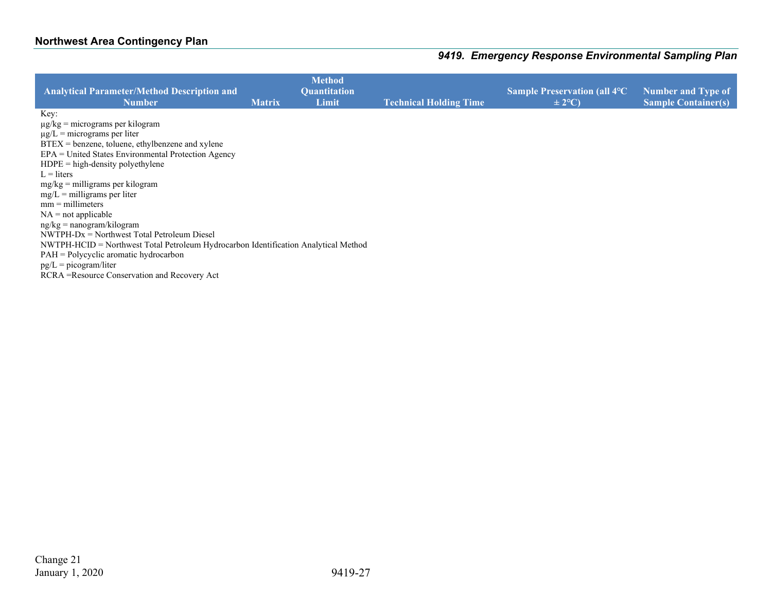| Analytical Parameter/Method Description and Number | Matrix | Method Quantitation Limit | Technical Holding Time | Sample Preservation (all 4°C ± 2°C) | Number and Type of Sample Container(s) |
|---|---|---|---|---|---|

Key:

μg/kg = micrograms per kilogram
μg/L = micrograms per liter
BTEX = benzene, toluene, ethylbenzene and xylene
EPA = United States Environmental Protection Agency
HDPE = high-density polyethylene
L = liters
mg/kg = milligrams per kilogram
mg/L = milligrams per liter
mm = millimeters
NA = not applicable
ng/kg = nanogram/kilogram
NWTPH-Dx = Northwest Total Petroleum Diesel
NWTPH-HCID = Northwest Total Petroleum Hydrocarbon Identification Analytical Method
PAH = Polycyclic aromatic hydrocarbon
pg/L = picogram/liter
RCRA =Resource Conservation and Recovery Act